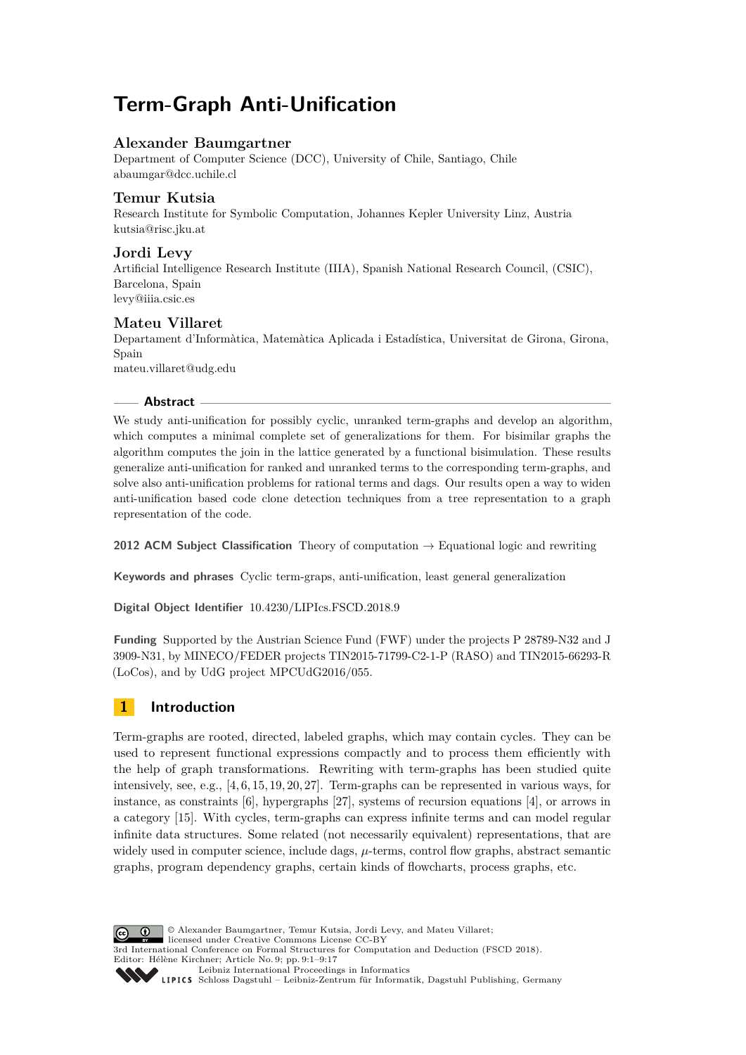# Term-Graph Anti-Unification

**Alexander Baumgartner**
Department of Computer Science (DCC), University of Chile, Santiago, Chile
abaumgar@dcc.uchile.cl

**Temur Kutsia**
Research Institute for Symbolic Computation, Johannes Kepler University Linz, Austria
kutsia@risc.jku.at

**Jordi Levy**
Artificial Intelligence Research Institute (IIIA), Spanish National Research Council, (CSIC), Barcelona, Spain
levy@iiia.csic.es

**Mateu Villaret**
Departament d'Informàtica, Matemàtica Aplicada i Estadística, Universitat de Girona, Girona, Spain
mateu.villaret@udg.edu

## Abstract

We study anti-unification for possibly cyclic, unranked term-graphs and develop an algorithm, which computes a minimal complete set of generalizations for them. For bisimilar graphs the algorithm computes the join in the lattice generated by a functional bisimulation. These results generalize anti-unification for ranked and unranked terms to the corresponding term-graphs, and solve also anti-unification problems for rational terms and dags. Our results open a way to widen anti-unification based code clone detection techniques from a tree representation to a graph representation of the code.

**2012 ACM Subject Classification** Theory of computation → Equational logic and rewriting

**Keywords and phrases** Cyclic term-graps, anti-unification, least general generalization

**Digital Object Identifier** 10.4230/LIPIcs.FSCD.2018.9

**Funding** Supported by the Austrian Science Fund (FWF) under the projects P 28789-N32 and J 3909-N31, by MINECO/FEDER projects TIN2015-71799-C2-1-P (RASO) and TIN2015-66293-R (LoCos), and by UdG project MPCUdG2016/055.

## 1 Introduction

Term-graphs are rooted, directed, labeled graphs, which may contain cycles. They can be used to represent functional expressions compactly and to process them efficiently with the help of graph transformations. Rewriting with term-graphs has been studied quite intensively, see, e.g., [4, 6, 15, 19, 20, 27]. Term-graphs can be represented in various ways, for instance, as constraints [6], hypergraphs [27], systems of recursion equations [4], or arrows in a category [15]. With cycles, term-graphs can express infinite terms and can model regular infinite data structures. Some related (not necessarily equivalent) representations, that are widely used in computer science, include dags, $\mu$-terms, control flow graphs, abstract semantic graphs, program dependency graphs, certain kinds of flowcharts, process graphs, etc.

© Alexander Baumgartner, Temur Kutsia, Jordi Levy, and Mateu Villaret; licensed under Creative Commons License CC-BY
3rd International Conference on Formal Structures for Computation and Deduction (FSCD 2018).
Editor: Hélène Kirchner; Article No. 9; pp. 9:1–9:17
Leibniz International Proceedings in Informatics
Schloss Dagstuhl – Leibniz-Zentrum für Informatik, Dagstuhl Publishing, Germany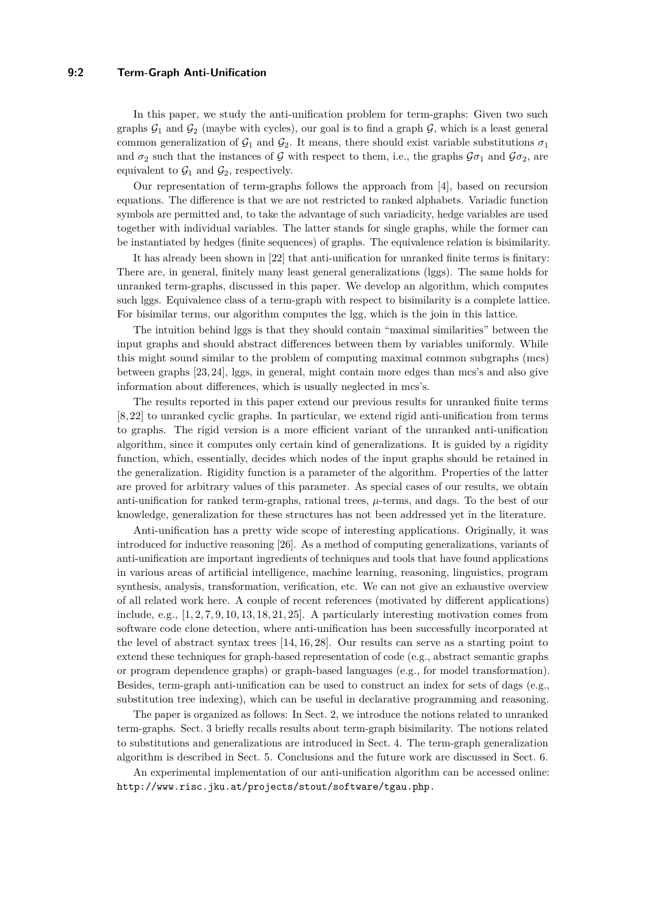In this paper, we study the anti-unification problem for term-graphs: Given two such graphs $\mathcal{G}_1$ and $\mathcal{G}_2$ (maybe with cycles), our goal is to find a graph $\mathcal{G}$, which is a least general common generalization of $\mathcal{G}_1$ and $\mathcal{G}_2$. It means, there should exist variable substitutions $\sigma_1$ and $\sigma_2$ such that the instances of $\mathcal{G}$ with respect to them, i.e., the graphs $\mathcal{G}\sigma_1$ and $\mathcal{G}\sigma_2$, are equivalent to $\mathcal{G}_1$ and $\mathcal{G}_2$, respectively.

Our representation of term-graphs follows the approach from [4], based on recursion equations. The difference is that we are not restricted to ranked alphabets. Variadic function symbols are permitted and, to take the advantage of such variadicity, hedge variables are used together with individual variables. The latter stands for single graphs, while the former can be instantiated by hedges (finite sequences) of graphs. The equivalence relation is bisimilarity.

It has already been shown in [22] that anti-unification for unranked finite terms is finitary: There are, in general, finitely many least general generalizations (lggs). The same holds for unranked term-graphs, discussed in this paper. We develop an algorithm, which computes such lggs. Equivalence class of a term-graph with respect to bisimilarity is a complete lattice. For bisimilar terms, our algorithm computes the lgg, which is the join in this lattice.

The intuition behind lggs is that they should contain "maximal similarities" between the input graphs and should abstract differences between them by variables uniformly. While this might sound similar to the problem of computing maximal common subgraphs (mcs) between graphs [23,24], lggs, in general, might contain more edges than mcs's and also give information about differences, which is usually neglected in mcs's.

The results reported in this paper extend our previous results for unranked finite terms [8,22] to unranked cyclic graphs. In particular, we extend rigid anti-unification from terms to graphs. The rigid version is a more efficient variant of the unranked anti-unification algorithm, since it computes only certain kind of generalizations. It is guided by a rigidity function, which, essentially, decides which nodes of the input graphs should be retained in the generalization. Rigidity function is a parameter of the algorithm. Properties of the latter are proved for arbitrary values of this parameter. As special cases of our results, we obtain anti-unification for ranked term-graphs, rational trees, $\mu$-terms, and dags. To the best of our knowledge, generalization for these structures has not been addressed yet in the literature.

Anti-unification has a pretty wide scope of interesting applications. Originally, it was introduced for inductive reasoning [26]. As a method of computing generalizations, variants of anti-unification are important ingredients of techniques and tools that have found applications in various areas of artificial intelligence, machine learning, reasoning, linguistics, program synthesis, analysis, transformation, verification, etc. We can not give an exhaustive overview of all related work here. A couple of recent references (motivated by different applications) include, e.g., [1,2,7,9,10,13,18,21,25]. A particularly interesting motivation comes from software code clone detection, where anti-unification has been successfully incorporated at the level of abstract syntax trees [14,16,28]. Our results can serve as a starting point to extend these techniques for graph-based representation of code (e.g., abstract semantic graphs or program dependence graphs) or graph-based languages (e.g., for model transformation). Besides, term-graph anti-unification can be used to construct an index for sets of dags (e.g., substitution tree indexing), which can be useful in declarative programming and reasoning.

The paper is organized as follows: In Sect. 2, we introduce the notions related to unranked term-graphs. Sect. 3 briefly recalls results about term-graph bisimilarity. The notions related to substitutions and generalizations are introduced in Sect. 4. The term-graph generalization algorithm is described in Sect. 5. Conclusions and the future work are discussed in Sect. 6.

An experimental implementation of our anti-unification algorithm can be accessed online: http://www.risc.jku.at/projects/stout/software/tgau.php.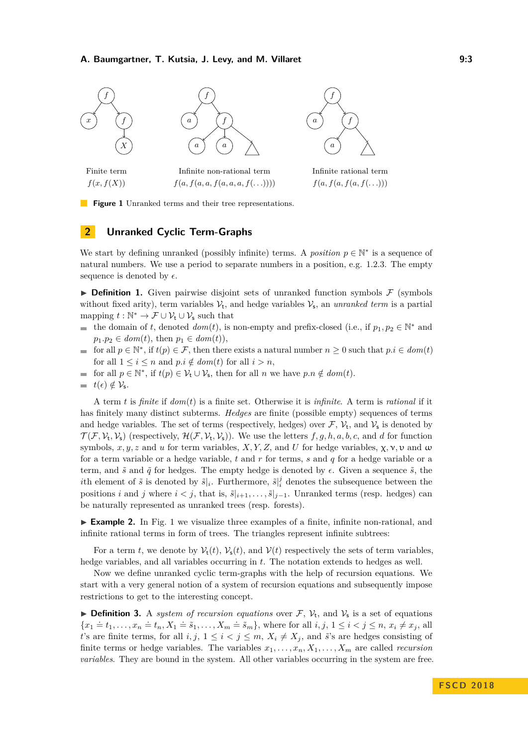Finite term
$f(x, f(X))$

Infinite non-rational term
$f(a, f(a, a, f(a, a, a, f(\ldots))))$

Infinite rational term
$f(a, f(a, f(a, f(\ldots)))$

**Figure 1** Unranked terms and their tree representations.

## 2 Unranked Cyclic Term-Graphs

We start by defining unranked (possibly infinite) terms. A *position* $p \in \mathbb{N}^*$ is a sequence of natural numbers. We use a period to separate numbers in a position, e.g. 1.2.3. The empty sequence is denoted by $\epsilon$.

▶ **Definition 1.** Given pairwise disjoint sets of unranked function symbols $\mathcal{F}$ (symbols without fixed arity), term variables $\mathcal{V}_\mathsf{t}$, and hedge variables $\mathcal{V}_\mathsf{s}$, an *unranked term* is a partial mapping $t : \mathbb{N}^* \to \mathcal{F} \cup \mathcal{V}_\mathsf{t} \cup \mathcal{V}_\mathsf{s}$ such that

- the domain of $t$, denoted $dom(t)$, is non-empty and prefix-closed (i.e., if $p_1, p_2 \in \mathbb{N}^*$ and $p_1.p_2 \in dom(t)$, then $p_1 \in dom(t)$),
- for all $p \in \mathbb{N}^*$, if $t(p) \in \mathcal{F}$, then there exists a natural number $n \geq 0$ such that $p.i \in dom(t)$ for all $1 \leq i \leq n$ and $p.i \notin dom(t)$ for all $i > n$,
- for all $p \in \mathbb{N}^*$, if $t(p) \in \mathcal{V}_\mathsf{t} \cup \mathcal{V}_\mathsf{s}$, then for all $n$ we have $p.n \notin dom(t)$.
- $t(\epsilon) \notin \mathcal{V}_\mathsf{s}$.

A term $t$ is *finite* if $dom(t)$ is a finite set. Otherwise it is *infinite*. A term is *rational* if it has finitely many distinct subterms. *Hedges* are finite (possible empty) sequences of terms and hedge variables. The set of terms (respectively, hedges) over $\mathcal{F}$, $\mathcal{V}_\mathsf{t}$, and $\mathcal{V}_\mathsf{s}$ is denoted by $\mathcal{T}(\mathcal{F}, \mathcal{V}_\mathsf{t}, \mathcal{V}_\mathsf{s})$ (respectively, $\mathcal{H}(\mathcal{F}, \mathcal{V}_\mathsf{t}, \mathcal{V}_\mathsf{s})$). We use the letters $f, g, h, a, b, c$, and $d$ for function symbols, $x, y, z$ and $u$ for term variables, $X, Y, Z$, and $U$ for hedge variables, $\chi, \nu, \upsilon$ and $\omega$ for a term variable or a hedge variable, $t$ and $r$ for terms, $s$ and $q$ for a hedge variable or a term, and $\tilde{s}$ and $\tilde{q}$ for hedges. The empty hedge is denoted by $\epsilon$. Given a sequence $\tilde{s}$, the $i$th element of $\tilde{s}$ is denoted by $\tilde{s}|_i$. Furthermore, $\tilde{s}|_i^j$ denotes the subsequence between the positions $i$ and $j$ where $i < j$, that is, $\tilde{s}|_{i+1}, \ldots, \tilde{s}|_{j-1}$. Unranked terms (resp. hedges) can be naturally represented as unranked trees (resp. forests).

▶ **Example 2.** In Fig. 1 we visualize three examples of a finite, infinite non-rational, and infinite rational terms in form of trees. The triangles represent infinite subtrees:

For a term $t$, we denote by $\mathcal{V}_\mathsf{t}(t)$, $\mathcal{V}_\mathsf{s}(t)$, and $\mathcal{V}(t)$ respectively the sets of term variables, hedge variables, and all variables occurring in $t$. The notation extends to hedges as well.

Now we define unranked cyclic term-graphs with the help of recursion equations. We start with a very general notion of a system of recursion equations and subsequently impose restrictions to get to the interesting concept.

▶ **Definition 3.** A *system of recursion equations* over $\mathcal{F}$, $\mathcal{V}_\mathsf{t}$, and $\mathcal{V}_\mathsf{s}$ is a set of equations $\{x_1 \doteq t_1, \ldots, x_n \doteq t_n, X_1 \doteq \tilde{s}_1, \ldots, X_m \doteq \tilde{s}_m\}$, where for all $i, j$, $1 \leq i < j \leq n$, $x_i \neq x_j$, all $t$'s are finite terms, for all $i, j$, $1 \leq i < j \leq m$, $X_i \neq X_j$, and $\tilde{s}$'s are hedges consisting of finite terms or hedge variables. The variables $x_1, \ldots, x_n, X_1, \ldots, X_m$ are called *recursion variables*. They are bound in the system. All other variables occurring in the system are free.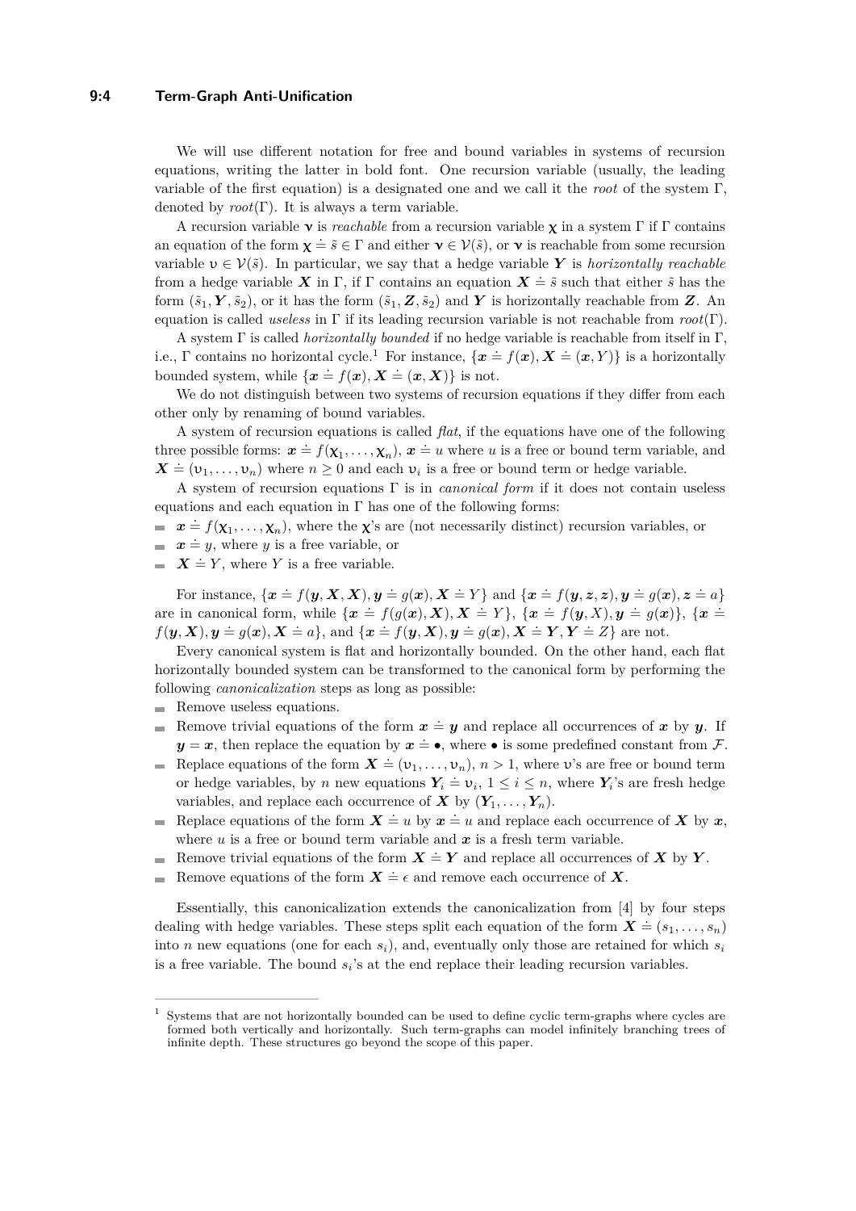We will use different notation for free and bound variables in systems of recursion equations, writing the latter in bold font. One recursion variable (usually, the leading variable of the first equation) is a designated one and we call it the *root* of the system $\Gamma$, denoted by $root(\Gamma)$. It is always a term variable.

A recursion variable $\boldsymbol{\nu}$ is *reachable* from a recursion variable $\boldsymbol{\chi}$ in a system $\Gamma$ if $\Gamma$ contains an equation of the form $\boldsymbol{\chi} \doteq \tilde{s} \in \Gamma$ and either $\boldsymbol{\nu} \in \mathcal{V}(\tilde{s})$, or $\boldsymbol{\nu}$ is reachable from some recursion variable $\boldsymbol{\upsilon} \in \mathcal{V}(\tilde{s})$. In particular, we say that a hedge variable $\boldsymbol{Y}$ is *horizontally reachable* from a hedge variable $\boldsymbol{X}$ in $\Gamma$, if $\Gamma$ contains an equation $\boldsymbol{X} \doteq \tilde{s}$ such that either $\tilde{s}$ has the form $(\tilde{s}_1, \boldsymbol{Y}, \tilde{s}_2)$, or it has the form $(\tilde{s}_1, \boldsymbol{Z}, \tilde{s}_2)$ and $\boldsymbol{Y}$ is horizontally reachable from $\boldsymbol{Z}$. An equation is called *useless* in $\Gamma$ if its leading recursion variable is not reachable from $root(\Gamma)$.

A system $\Gamma$ is called *horizontally bounded* if no hedge variable is reachable from itself in $\Gamma$, i.e., $\Gamma$ contains no horizontal cycle.[1] For instance, $\{\boldsymbol{x} \doteq f(\boldsymbol{x}), \boldsymbol{X} \doteq (\boldsymbol{x}, Y)\}$ is a horizontally bounded system, while $\{\boldsymbol{x} \doteq f(\boldsymbol{x}), \boldsymbol{X} \doteq (\boldsymbol{x}, \boldsymbol{X})\}$ is not.

We do not distinguish between two systems of recursion equations if they differ from each other only by renaming of bound variables.

A system of recursion equations is called *flat*, if the equations have one of the following three possible forms: $\boldsymbol{x} \doteq f(\boldsymbol{\chi}_1, \dots, \boldsymbol{\chi}_n)$, $\boldsymbol{x} \doteq u$ where $u$ is a free or bound term variable, and $\boldsymbol{X} \doteq (\upsilon_1, \dots, \upsilon_n)$ where $n \geq 0$ and each $\upsilon_i$ is a free or bound term or hedge variable.

A system of recursion equations $\Gamma$ is in *canonical form* if it does not contain useless equations and each equation in $\Gamma$ has one of the following forms:

- $\boldsymbol{x} \doteq f(\boldsymbol{\chi}_1, \dots, \boldsymbol{\chi}_n)$, where the $\boldsymbol{\chi}$'s are (not necessarily distinct) recursion variables, or
- $\boldsymbol{x} \doteq y$, where $y$ is a free variable, or
- $\boldsymbol{X} \doteq Y$, where $Y$ is a free variable.

For instance, $\{\boldsymbol{x} \doteq f(\boldsymbol{y}, \boldsymbol{X}, \boldsymbol{X}), \boldsymbol{y} \doteq g(\boldsymbol{x}), \boldsymbol{X} \doteq Y\}$ and $\{\boldsymbol{x} \doteq f(\boldsymbol{y}, \boldsymbol{z}, \boldsymbol{z}), \boldsymbol{y} \doteq g(\boldsymbol{x}), \boldsymbol{z} \doteq a\}$ are in canonical form, while $\{\boldsymbol{x} \doteq f(g(\boldsymbol{x}), \boldsymbol{X}), \boldsymbol{X} \doteq Y\}$, $\{\boldsymbol{x} \doteq f(\boldsymbol{y}, X), \boldsymbol{y} \doteq g(\boldsymbol{x})\}$, $\{\boldsymbol{x} \doteq f(\boldsymbol{y}, \boldsymbol{X}), \boldsymbol{y} \doteq g(\boldsymbol{x}), \boldsymbol{X} \doteq a\}$, and $\{\boldsymbol{x} \doteq f(\boldsymbol{y}, \boldsymbol{X}), \boldsymbol{y} \doteq g(\boldsymbol{x}), \boldsymbol{X} \doteq \boldsymbol{Y}, \boldsymbol{Y} \doteq Z\}$ are not.

Every canonical system is flat and horizontally bounded. On the other hand, each flat horizontally bounded system can be transformed to the canonical form by performing the following *canonicalization* steps as long as possible:

- Remove useless equations.
- Remove trivial equations of the form $\boldsymbol{x} \doteq \boldsymbol{y}$ and replace all occurrences of $\boldsymbol{x}$ by $\boldsymbol{y}$. If $\boldsymbol{y} = \boldsymbol{x}$, then replace the equation by $\boldsymbol{x} \doteq \bullet$, where $\bullet$ is some predefined constant from $\mathcal{F}$.
- Replace equations of the form $\boldsymbol{X} \doteq (\upsilon_1, \dots, \upsilon_n)$, $n > 1$, where $\upsilon$'s are free or bound term or hedge variables, by $n$ new equations $\boldsymbol{Y}_i \doteq \upsilon_i$, $1 \leq i \leq n$, where $\boldsymbol{Y}_i$'s are fresh hedge variables, and replace each occurrence of $\boldsymbol{X}$ by $(\boldsymbol{Y}_1, \dots, \boldsymbol{Y}_n)$.
- Replace equations of the form $\boldsymbol{X} \doteq u$ by $\boldsymbol{x} \doteq u$ and replace each occurrence of $\boldsymbol{X}$ by $\boldsymbol{x}$, where $u$ is a free or bound term variable and $\boldsymbol{x}$ is a fresh term variable.
- Remove trivial equations of the form $\boldsymbol{X} \doteq \boldsymbol{Y}$ and replace all occurrences of $\boldsymbol{X}$ by $\boldsymbol{Y}$.
- Remove equations of the form $\boldsymbol{X} \doteq \epsilon$ and remove each occurrence of $\boldsymbol{X}$.

Essentially, this canonicalization extends the canonicalization from [4] by four steps dealing with hedge variables. These steps split each equation of the form $\boldsymbol{X} \doteq (s_1, \dots, s_n)$ into $n$ new equations (one for each $s_i$), and, eventually only those are retained for which $s_i$ is a free variable. The bound $s_i$'s at the end replace their leading recursion variables.

[1] Systems that are not horizontally bounded can be used to define cyclic term-graphs where cycles are formed both vertically and horizontally. Such term-graphs can model infinitely branching trees of infinite depth. These structures go beyond the scope of this paper.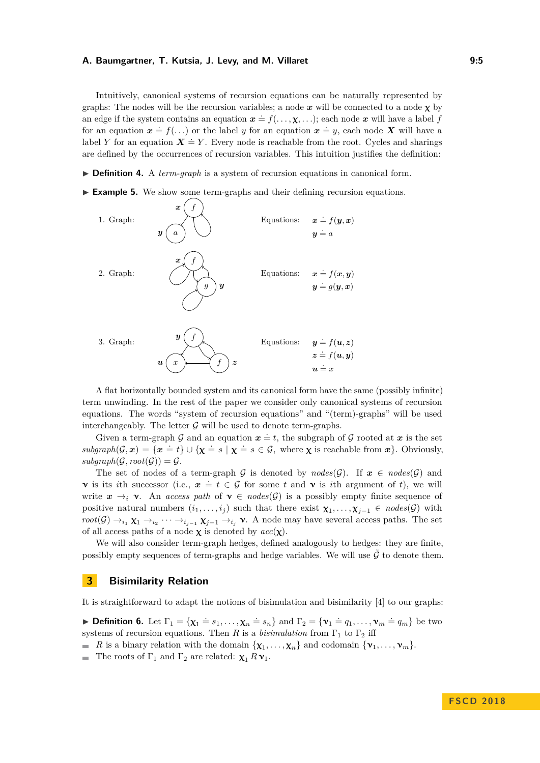Intuitively, canonical systems of recursion equations can be naturally represented by graphs: The nodes will be the recursion variables; a node $\boldsymbol{x}$ will be connected to a node $\boldsymbol{\chi}$ by an edge if the system contains an equation $\boldsymbol{x} \doteq f(\ldots,\boldsymbol{\chi},\ldots)$; each node $\boldsymbol{x}$ will have a label $f$ for an equation $\boldsymbol{x} \doteq f(\ldots)$ or the label $y$ for an equation $\boldsymbol{x} \doteq y$, each node $\boldsymbol{X}$ will have a label $Y$ for an equation $\boldsymbol{X} \doteq Y$. Every node is reachable from the root. Cycles and sharings are defined by the occurrences of recursion variables. This intuition justifies the definition:

▶ **Definition 4.** A *term-graph* is a system of recursion equations in canonical form.

▶ **Example 5.** We show some term-graphs and their defining recursion equations.

1. Graph: Equations: $\boldsymbol{x} \doteq f(\boldsymbol{y},\boldsymbol{x})$, $\boldsymbol{y} \doteq a$

2. Graph: Equations: $\boldsymbol{x} \doteq f(\boldsymbol{x},\boldsymbol{y})$, $\boldsymbol{y} \doteq g(\boldsymbol{y},\boldsymbol{x})$

3. Graph: Equations: $\boldsymbol{y} \doteq f(\boldsymbol{u},\boldsymbol{z})$, $\boldsymbol{z} \doteq f(\boldsymbol{u},\boldsymbol{y})$, $\boldsymbol{u} \doteq x$

A flat horizontally bounded system and its canonical form have the same (possibly infinite) term unwinding. In the rest of the paper we consider only canonical systems of recursion equations. The words "system of recursion equations" and "(term)-graphs" will be used interchangeably. The letter $\mathcal{G}$ will be used to denote term-graphs.

Given a term-graph $\mathcal{G}$ and an equation $\boldsymbol{x} \doteq t$, the subgraph of $\mathcal{G}$ rooted at $\boldsymbol{x}$ is the set $\mathit{subgraph}(\mathcal{G},\boldsymbol{x}) = \{\boldsymbol{x} \doteq t\} \cup \{\boldsymbol{\chi} \doteq s \mid \boldsymbol{\chi} \doteq s \in \mathcal{G},$ where $\boldsymbol{\chi}$ is reachable from $\boldsymbol{x}\}$. Obviously, $\mathit{subgraph}(\mathcal{G},\mathit{root}(\mathcal{G})) = \mathcal{G}$.

The set of nodes of a term-graph $\mathcal{G}$ is denoted by $\mathit{nodes}(\mathcal{G})$. If $\boldsymbol{x} \in \mathit{nodes}(\mathcal{G})$ and $\boldsymbol{\nu}$ is its $i$th successor (i.e., $\boldsymbol{x} \doteq t \in \mathcal{G}$ for some $t$ and $\boldsymbol{\nu}$ is $i$th argument of $t$), we will write $\boldsymbol{x} \to_i \boldsymbol{\nu}$. An *access path* of $\boldsymbol{\nu} \in \mathit{nodes}(\mathcal{G})$ is a possibly empty finite sequence of positive natural numbers $(i_1,\ldots,i_j)$ such that there exist $\boldsymbol{\chi}_1,\ldots,\boldsymbol{\chi}_{j-1} \in \mathit{nodes}(\mathcal{G})$ with $\mathit{root}(\mathcal{G}) \to_{i_1} \boldsymbol{\chi}_1 \to_{i_2} \cdots \to_{i_{j-1}} \boldsymbol{\chi}_{j-1} \to_{i_j} \boldsymbol{\nu}$. A node may have several access paths. The set of all access paths of a node $\boldsymbol{\chi}$ is denoted by $\mathit{acc}(\boldsymbol{\chi})$.

We will also consider term-graph hedges, defined analogously to hedges: they are finite, possibly empty sequences of term-graphs and hedge variables. We will use $\tilde{\mathcal{G}}$ to denote them.

## 3 Bisimilarity Relation

It is straightforward to adapt the notions of bisimulation and bisimilarity [4] to our graphs:

▶ **Definition 6.** Let $\Gamma_1 = \{\boldsymbol{\chi}_1 \doteq s_1,\ldots,\boldsymbol{\chi}_n \doteq s_n\}$ and $\Gamma_2 = \{\boldsymbol{\nu}_1 \doteq q_1,\ldots,\boldsymbol{\nu}_m \doteq q_m\}$ be two systems of recursion equations. Then $R$ is a *bisimulation* from $\Gamma_1$ to $\Gamma_2$ iff

- $R$ is a binary relation with the domain $\{\boldsymbol{\chi}_1,\ldots,\boldsymbol{\chi}_n\}$ and codomain $\{\boldsymbol{\nu}_1,\ldots,\boldsymbol{\nu}_m\}$.
- The roots of $\Gamma_1$ and $\Gamma_2$ are related: $\boldsymbol{\chi}_1 \, R \, \boldsymbol{\nu}_1$.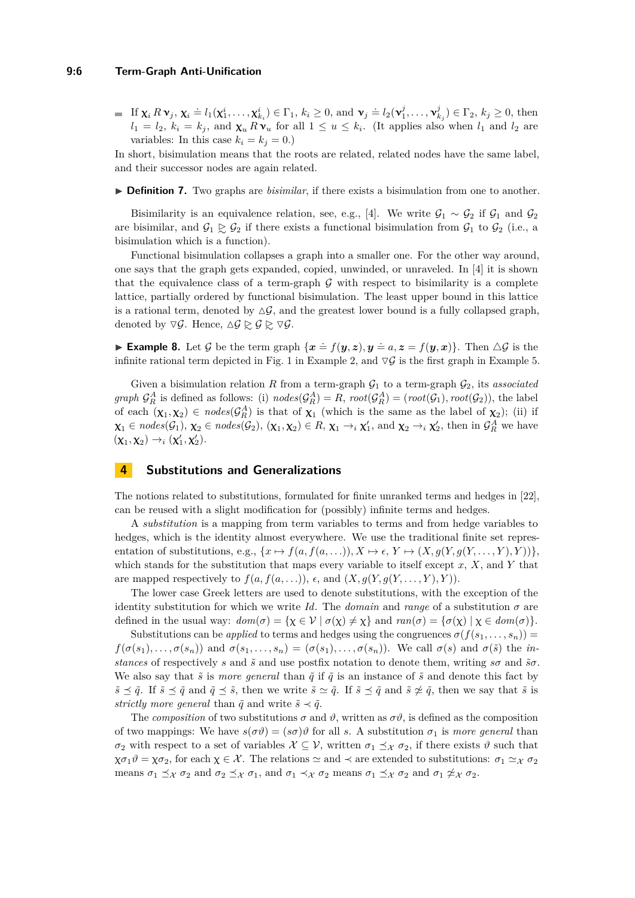- If $\chi_i \, R \, \nu_j$, $\chi_i \doteq l_1(\chi_1^i, \ldots, \chi_{k_i}^i) \in \Gamma_1$, $k_i \geq 0$, and $\nu_j \doteq l_2(\nu_1^j, \ldots, \nu_{k_j}^j) \in \Gamma_2$, $k_j \geq 0$, then $l_1 = l_2$, $k_i = k_j$, and $\chi_u \, R \, \nu_u$ for all $1 \leq u \leq k_i$. (It applies also when $l_1$ and $l_2$ are variables: In this case $k_i = k_j = 0$.)

In short, bisimulation means that the roots are related, related nodes have the same label, and their successor nodes are again related.

▶ **Definition 7.** Two graphs are *bisimilar*, if there exists a bisimulation from one to another.

Bisimilarity is an equivalence relation, see, e.g., [4]. We write $\mathcal{G}_1 \sim \mathcal{G}_2$ if $\mathcal{G}_1$ and $\mathcal{G}_2$ are bisimilar, and $\mathcal{G}_1 \gtrsim \mathcal{G}_2$ if there exists a functional bisimulation from $\mathcal{G}_1$ to $\mathcal{G}_2$ (i.e., a bisimulation which is a function).

Functional bisimulation collapses a graph into a smaller one. For the other way around, one says that the graph gets expanded, copied, unwinded, or unraveled. In [4] it is shown that the equivalence class of a term-graph $\mathcal{G}$ with respect to bisimilarity is a complete lattice, partially ordered by functional bisimulation. The least upper bound in this lattice is a rational term, denoted by $\triangle\mathcal{G}$, and the greatest lower bound is a fully collapsed graph, denoted by $\nabla\mathcal{G}$. Hence, $\triangle\mathcal{G} \gtrsim \mathcal{G} \gtrsim \nabla\mathcal{G}$.

▶ **Example 8.** Let $\mathcal{G}$ be the term graph $\{\boldsymbol{x} \doteq f(\boldsymbol{y}, \boldsymbol{z}), \boldsymbol{y} \doteq a, \boldsymbol{z} = f(\boldsymbol{y}, \boldsymbol{x})\}$. Then $\triangle\mathcal{G}$ is the infinite rational term depicted in Fig. 1 in Example 2, and $\nabla\mathcal{G}$ is the first graph in Example 5.

Given a bisimulation relation $R$ from a term-graph $\mathcal{G}_1$ to a term-graph $\mathcal{G}_2$, its *associated graph* $\mathcal{G}_R^A$ is defined as follows: (i) $nodes(\mathcal{G}_R^A) = R$, $root(\mathcal{G}_R^A) = (root(\mathcal{G}_1), root(\mathcal{G}_2))$, the label of each $(\chi_1, \chi_2) \in nodes(\mathcal{G}_R^A)$ is that of $\chi_1$ (which is the same as the label of $\chi_2$); (ii) if $\chi_1 \in nodes(\mathcal{G}_1)$, $\chi_2 \in nodes(\mathcal{G}_2)$, $(\chi_1, \chi_2) \in R$, $\chi_1 \to_i \chi_1'$, and $\chi_2 \to_i \chi_2'$, then in $\mathcal{G}_R^A$ we have $(\chi_1, \chi_2) \to_i (\chi_1', \chi_2')$.

## 4 Substitutions and Generalizations

The notions related to substitutions, formulated for finite unranked terms and hedges in [22], can be reused with a slight modification for (possibly) infinite terms and hedges.

A *substitution* is a mapping from term variables to terms and from hedge variables to hedges, which is the identity almost everywhere. We use the traditional finite set representation of substitutions, e.g., $\{x \mapsto f(a, f(a, \ldots)), X \mapsto \epsilon, Y \mapsto (X, g(Y, g(Y, \ldots, Y), Y))\}$, which stands for the substitution that maps every variable to itself except $x$, $X$, and $Y$ that are mapped respectively to $f(a, f(a, \ldots))$, $\epsilon$, and $(X, g(Y, g(Y, \ldots, Y), Y))$.

The lower case Greek letters are used to denote substitutions, with the exception of the identity substitution for which we write $Id$. The *domain* and *range* of a substitution $\sigma$ are defined in the usual way: $dom(\sigma) = \{\chi \in \mathcal{V} \mid \sigma(\chi) \neq \chi\}$ and $ran(\sigma) = \{\sigma(\chi) \mid \chi \in dom(\sigma)\}$.

Substitutions can be *applied* to terms and hedges using the congruences $\sigma(f(s_1, \ldots, s_n)) = f(\sigma(s_1), \ldots, \sigma(s_n))$ and $\sigma(s_1, \ldots, s_n) = (\sigma(s_1), \ldots, \sigma(s_n))$. We call $\sigma(s)$ and $\sigma(\tilde{s})$ the *instances* of respectively $s$ and $\tilde{s}$ and use postfix notation to denote them, writing $s\sigma$ and $\tilde{s}\sigma$. We also say that $\tilde{s}$ is *more general* than $\tilde{q}$ if $\tilde{q}$ is an instance of $\tilde{s}$ and denote this fact by $\tilde{s} \preceq \tilde{q}$. If $\tilde{s} \preceq \tilde{q}$ and $\tilde{q} \preceq \tilde{s}$, then we write $\tilde{s} \simeq \tilde{q}$. If $\tilde{s} \preceq \tilde{q}$ and $\tilde{s} \not\simeq \tilde{q}$, then we say that $\tilde{s}$ is *strictly more general* than $\tilde{q}$ and write $\tilde{s} \prec \tilde{q}$.

The *composition* of two substitutions $\sigma$ and $\vartheta$, written as $\sigma\vartheta$, is defined as the composition of two mappings: We have $s(\sigma\vartheta) = (s\sigma)\vartheta$ for all $s$. A substitution $\sigma_1$ is *more general* than $\sigma_2$ with respect to a set of variables $\mathcal{X} \subseteq \mathcal{V}$, written $\sigma_1 \preceq_{\mathcal{X}} \sigma_2$, if there exists $\vartheta$ such that $\chi\sigma_1\vartheta = \chi\sigma_2$, for each $\chi \in \mathcal{X}$. The relations $\simeq$ and $\prec$ are extended to substitutions: $\sigma_1 \simeq_{\mathcal{X}} \sigma_2$ means $\sigma_1 \preceq_{\mathcal{X}} \sigma_2$ and $\sigma_2 \preceq_{\mathcal{X}} \sigma_1$, and $\sigma_1 \prec_{\mathcal{X}} \sigma_2$ means $\sigma_1 \preceq_{\mathcal{X}} \sigma_2$ and $\sigma_1 \not\simeq_{\mathcal{X}} \sigma_2$.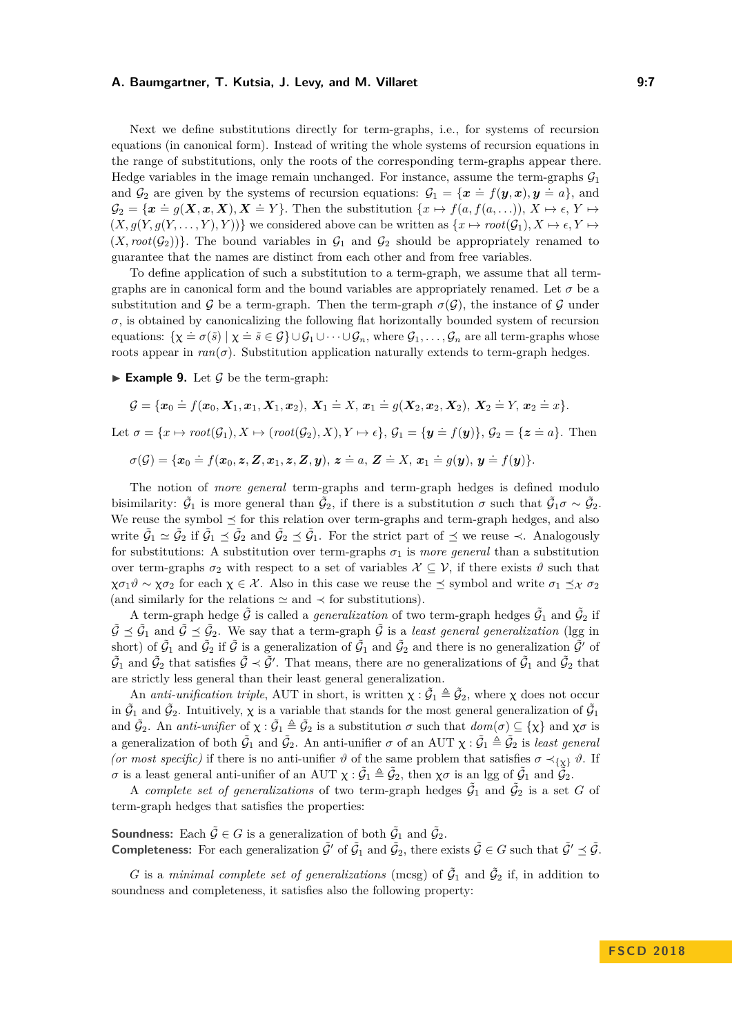Next we define substitutions directly for term-graphs, i.e., for systems of recursion equations (in canonical form). Instead of writing the whole systems of recursion equations in the range of substitutions, only the roots of the corresponding term-graphs appear there. Hedge variables in the image remain unchanged. For instance, assume the term-graphs $\mathcal{G}_1$ and $\mathcal{G}_2$ are given by the systems of recursion equations: $\mathcal{G}_1 = \{\boldsymbol{x} \doteq f(\boldsymbol{y}, \boldsymbol{x}), \boldsymbol{y} \doteq a\}$, and $\mathcal{G}_2 = \{\boldsymbol{x} \doteq g(\boldsymbol{X}, \boldsymbol{x}, \boldsymbol{X}), \boldsymbol{X} \doteq Y\}$. Then the substitution $\{x \mapsto f(a, f(a, \ldots)), X \mapsto \epsilon, Y \mapsto (X, g(Y, g(Y, \ldots, Y), Y))\}$ we considered above can be written as $\{x \mapsto \mathit{root}(\mathcal{G}_1), X \mapsto \epsilon, Y \mapsto (X, \mathit{root}(\mathcal{G}_2))\}$. The bound variables in $\mathcal{G}_1$ and $\mathcal{G}_2$ should be appropriately renamed to guarantee that the names are distinct from each other and from free variables.

To define application of such a substitution to a term-graph, we assume that all term-graphs are in canonical form and the bound variables are appropriately renamed. Let $\sigma$ be a substitution and $\mathcal{G}$ be a term-graph. Then the term-graph $\sigma(\mathcal{G})$, the instance of $\mathcal{G}$ under $\sigma$, is obtained by canonicalizing the following flat horizontally bounded system of recursion equations: $\{\chi \doteq \sigma(\tilde{s}) \mid \chi \doteq \tilde{s} \in \mathcal{G}\} \cup \mathcal{G}_1 \cup \cdots \cup \mathcal{G}_n$, where $\mathcal{G}_1, \ldots, \mathcal{G}_n$ are all term-graphs whose roots appear in $\mathit{ran}(\sigma)$. Substitution application naturally extends to term-graph hedges.

▶ **Example 9.** Let $\mathcal{G}$ be the term-graph:

$$\mathcal{G} = \{\boldsymbol{x}_0 \doteq f(\boldsymbol{x}_0, \boldsymbol{X}_1, \boldsymbol{x}_1, \boldsymbol{X}_1, \boldsymbol{x}_2),\ \boldsymbol{X}_1 \doteq X,\ \boldsymbol{x}_1 \doteq g(\boldsymbol{X}_2, \boldsymbol{x}_2, \boldsymbol{X}_2),\ \boldsymbol{X}_2 \doteq Y,\ \boldsymbol{x}_2 \doteq x\}.$$

Let $\sigma = \{x \mapsto \mathit{root}(\mathcal{G}_1), X \mapsto (\mathit{root}(\mathcal{G}_2), X), Y \mapsto \epsilon\}$, $\mathcal{G}_1 = \{\boldsymbol{y} \doteq f(\boldsymbol{y})\}$, $\mathcal{G}_2 = \{\boldsymbol{z} \doteq a\}$. Then

$$\sigma(\mathcal{G}) = \{\boldsymbol{x}_0 \doteq f(\boldsymbol{x}_0, \boldsymbol{z}, \boldsymbol{Z}, \boldsymbol{x}_1, \boldsymbol{z}, \boldsymbol{Z}, \boldsymbol{y}),\ \boldsymbol{z} \doteq a,\ \boldsymbol{Z} \doteq X,\ \boldsymbol{x}_1 \doteq g(\boldsymbol{y}),\ \boldsymbol{y} \doteq f(\boldsymbol{y})\}.$$

The notion of *more general* term-graphs and term-graph hedges is defined modulo bisimilarity: $\tilde{\mathcal{G}}_1$ is more general than $\tilde{\mathcal{G}}_2$, if there is a substitution $\sigma$ such that $\tilde{\mathcal{G}}_1\sigma \sim \tilde{\mathcal{G}}_2$. We reuse the symbol $\preceq$ for this relation over term-graphs and term-graph hedges, and also write $\tilde{\mathcal{G}}_1 \simeq \tilde{\mathcal{G}}_2$ if $\tilde{\mathcal{G}}_1 \preceq \tilde{\mathcal{G}}_2$ and $\tilde{\mathcal{G}}_2 \preceq \tilde{\mathcal{G}}_1$. For the strict part of $\preceq$ we reuse $\prec$. Analogously for substitutions: A substitution over term-graphs $\sigma_1$ is *more general* than a substitution over term-graphs $\sigma_2$ with respect to a set of variables $\mathcal{X} \subseteq \mathcal{V}$, if there exists $\vartheta$ such that $\chi\sigma_1\vartheta \sim \chi\sigma_2$ for each $\chi \in \mathcal{X}$. Also in this case we reuse the $\preceq$ symbol and write $\sigma_1 \preceq_{\mathcal{X}} \sigma_2$ (and similarly for the relations $\simeq$ and $\prec$ for substitutions).

A term-graph hedge $\tilde{\mathcal{G}}$ is called a *generalization* of two term-graph hedges $\tilde{\mathcal{G}}_1$ and $\tilde{\mathcal{G}}_2$ if $\tilde{\mathcal{G}} \preceq \tilde{\mathcal{G}}_1$ and $\tilde{\mathcal{G}} \preceq \tilde{\mathcal{G}}_2$. We say that a term-graph $\tilde{\mathcal{G}}$ is a *least general generalization* (lgg in short) of $\tilde{\mathcal{G}}_1$ and $\tilde{\mathcal{G}}_2$ if $\tilde{\mathcal{G}}$ is a generalization of $\tilde{\mathcal{G}}_1$ and $\tilde{\mathcal{G}}_2$ and there is no generalization $\tilde{\mathcal{G}}'$ of $\tilde{\mathcal{G}}_1$ and $\tilde{\mathcal{G}}_2$ that satisfies $\tilde{\mathcal{G}} \prec \tilde{\mathcal{G}}'$. That means, there are no generalizations of $\tilde{\mathcal{G}}_1$ and $\tilde{\mathcal{G}}_2$ that are strictly less general than their least general generalization.

An *anti-unification triple*, AUT in short, is written $\chi : \tilde{\mathcal{G}}_1 \triangleq \tilde{\mathcal{G}}_2$, where $\chi$ does not occur in $\tilde{\mathcal{G}}_1$ and $\tilde{\mathcal{G}}_2$. Intuitively, $\chi$ is a variable that stands for the most general generalization of $\tilde{\mathcal{G}}_1$ and $\tilde{\mathcal{G}}_2$. An *anti-unifier* of $\chi : \tilde{\mathcal{G}}_1 \triangleq \tilde{\mathcal{G}}_2$ is a substitution $\sigma$ such that $\mathit{dom}(\sigma) \subseteq \{\chi\}$ and $\chi\sigma$ is a generalization of both $\tilde{\mathcal{G}}_1$ and $\tilde{\mathcal{G}}_2$. An anti-unifier $\sigma$ of an AUT $\chi : \tilde{\mathcal{G}}_1 \triangleq \tilde{\mathcal{G}}_2$ is *least general (or most specific)* if there is no anti-unifier $\vartheta$ of the same problem that satisfies $\sigma \prec_{\{\chi\}} \vartheta$. If $\sigma$ is a least general anti-unifier of an AUT $\chi : \tilde{\mathcal{G}}_1 \triangleq \tilde{\mathcal{G}}_2$, then $\chi\sigma$ is an lgg of $\tilde{\mathcal{G}}_1$ and $\tilde{\mathcal{G}}_2$.

A *complete set of generalizations* of two term-graph hedges $\tilde{\mathcal{G}}_1$ and $\tilde{\mathcal{G}}_2$ is a set $G$ of term-graph hedges that satisfies the properties:

**Soundness:** Each $\tilde{\mathcal{G}} \in G$ is a generalization of both $\tilde{\mathcal{G}}_1$ and $\tilde{\mathcal{G}}_2$.
**Completeness:** For each generalization $\tilde{\mathcal{G}}'$ of $\tilde{\mathcal{G}}_1$ and $\tilde{\mathcal{G}}_2$, there exists $\tilde{\mathcal{G}} \in G$ such that $\tilde{\mathcal{G}}' \preceq \tilde{\mathcal{G}}$.

$G$ is a *minimal complete set of generalizations* (mcsg) of $\tilde{\mathcal{G}}_1$ and $\tilde{\mathcal{G}}_2$ if, in addition to soundness and completeness, it satisfies also the following property: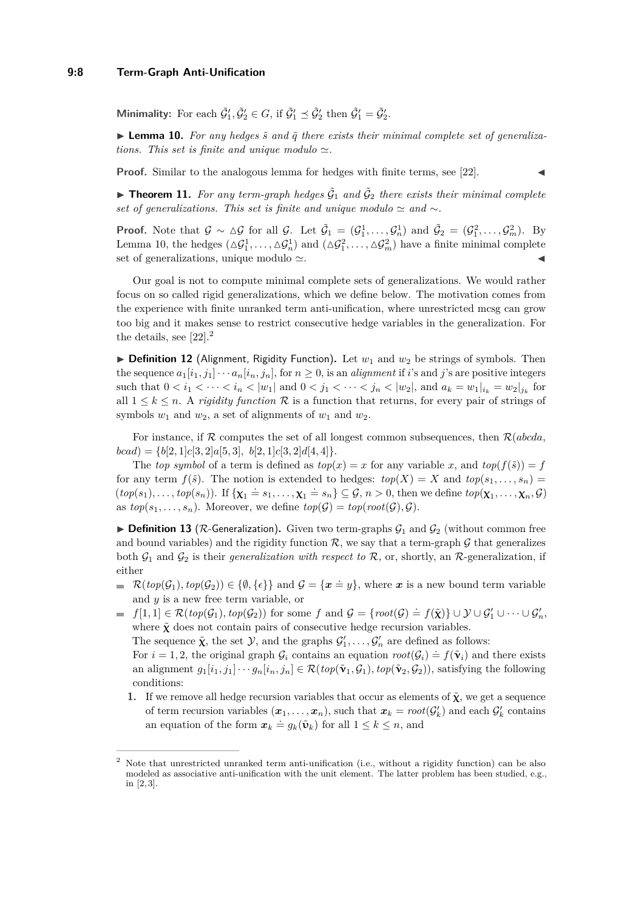**Minimality:** For each $\tilde{\mathcal{G}}_1', \tilde{\mathcal{G}}_2' \in G$, if $\tilde{\mathcal{G}}_1' \preceq \tilde{\mathcal{G}}_2'$ then $\tilde{\mathcal{G}}_1' = \tilde{\mathcal{G}}_2'$.

▶ **Lemma 10.** *For any hedges $\tilde{s}$ and $\tilde{q}$ there exists their minimal complete set of generalizations. This set is finite and unique modulo $\simeq$.*

**Proof.** Similar to the analogous lemma for hedges with finite terms, see [22]. ◀

▶ **Theorem 11.** *For any term-graph hedges $\tilde{\mathcal{G}}_1$ and $\tilde{\mathcal{G}}_2$ there exists their minimal complete set of generalizations. This set is finite and unique modulo $\simeq$ and $\sim$.*

**Proof.** Note that $\mathcal{G} \sim \triangle\mathcal{G}$ for all $\mathcal{G}$. Let $\tilde{\mathcal{G}}_1 = (\mathcal{G}_1^1, \dots, \mathcal{G}_n^1)$ and $\tilde{\mathcal{G}}_2 = (\mathcal{G}_1^2, \dots, \mathcal{G}_m^2)$. By Lemma 10, the hedges $(\triangle\mathcal{G}_1^1, \dots, \triangle\mathcal{G}_n^1)$ and $(\triangle\mathcal{G}_1^2, \dots, \triangle\mathcal{G}_m^2)$ have a finite minimal complete set of generalizations, unique modulo $\simeq$. ◀

Our goal is not to compute minimal complete sets of generalizations. We would rather focus on so called rigid generalizations, which we define below. The motivation comes from the experience with finite unranked term anti-unification, where unrestricted mcsg can grow too big and it makes sense to restrict consecutive hedge variables in the generalization. For the details, see [22].[2]

▶ **Definition 12** (Alignment, Rigidity Function)**.** Let $w_1$ and $w_2$ be strings of symbols. Then the sequence $a_1[i_1, j_1] \cdots a_n[i_n, j_n]$, for $n \geq 0$, is an *alignment* if $i$'s and $j$'s are positive integers such that $0 < i_1 < \cdots < i_n < |w_1|$ and $0 < j_1 < \cdots < j_n < |w_2|$, and $a_k = w_1|_{i_k} = w_2|_{j_k}$ for all $1 \leq k \leq n$. A *rigidity function* $\mathcal{R}$ is a function that returns, for every pair of strings of symbols $w_1$ and $w_2$, a set of alignments of $w_1$ and $w_2$.

For instance, if $\mathcal{R}$ computes the set of all longest common subsequences, then $\mathcal{R}(abcda, bcad) = \{b[2,1]c[3,2]a[5,3],\ b[2,1]c[3,2]d[4,4]\}$.

The *top symbol* of a term is defined as $top(x) = x$ for any variable $x$, and $top(f(\tilde{s})) = f$ for any term $f(\tilde{s})$. The notion is extended to hedges: $top(X) = X$ and $top(s_1, \dots, s_n) = (top(s_1), \dots, top(s_n))$. If $\{\boldsymbol{\chi}_1 \doteq s_1, \dots, \boldsymbol{\chi}_n \doteq s_n\} \subseteq \mathcal{G}$, $n > 0$, then we define $top(\boldsymbol{\chi}_1, \dots, \boldsymbol{\chi}_n, \mathcal{G})$ as $top(s_1, \dots, s_n)$. Moreover, we define $top(\mathcal{G}) = top(root(\mathcal{G}), \mathcal{G})$.

▶ **Definition 13** ($\mathcal{R}$-Generalization)**.** Given two term-graphs $\mathcal{G}_1$ and $\mathcal{G}_2$ (without common free and bound variables) and the rigidity function $\mathcal{R}$, we say that a term-graph $\mathcal{G}$ that generalizes both $\mathcal{G}_1$ and $\mathcal{G}_2$ is their *generalization with respect to* $\mathcal{R}$, or, shortly, an $\mathcal{R}$-generalization, if either

- $\mathcal{R}(top(\mathcal{G}_1), top(\mathcal{G}_2)) \in \{\emptyset, \{\epsilon\}\}$ and $\mathcal{G} = \{\boldsymbol{x} \doteq y\}$, where $\boldsymbol{x}$ is a new bound term variable and $y$ is a new free term variable, or
- $f[1,1] \in \mathcal{R}(top(\mathcal{G}_1), top(\mathcal{G}_2))$ for some $f$ and $\mathcal{G} = \{root(\mathcal{G}) \doteq f(\tilde{\boldsymbol{\chi}})\} \cup \mathcal{Y} \cup \mathcal{G}_1' \cup \cdots \cup \mathcal{G}_n'$, where $\tilde{\boldsymbol{\chi}}$ does not contain pairs of consecutive hedge recursion variables.
  The sequence $\tilde{\boldsymbol{\chi}}$, the set $\mathcal{Y}$, and the graphs $\mathcal{G}_1', \dots, \mathcal{G}_n'$ are defined as follows:
  For $i = 1, 2$, the original graph $\mathcal{G}_i$ contains an equation $root(\mathcal{G}_i) \doteq f(\tilde{\mathbf{v}}_i)$ and there exists an alignment $g_1[i_1, j_1] \cdots g_n[i_n, j_n] \in \mathcal{R}(top(\tilde{\mathbf{v}}_1, \mathcal{G}_1), top(\tilde{\mathbf{v}}_2, \mathcal{G}_2))$, satisfying the following conditions:
  1. If we remove all hedge recursion variables that occur as elements of $\tilde{\boldsymbol{\chi}}$, we get a sequence of term recursion variables $(\boldsymbol{x}_1, \dots, \boldsymbol{x}_n)$, such that $\boldsymbol{x}_k = root(\mathcal{G}_k')$ and each $\mathcal{G}_k'$ contains an equation of the form $\boldsymbol{x}_k \doteq g_k(\tilde{\mathbf{v}}_k)$ for all $1 \leq k \leq n$, and

---

[2] Note that unrestricted unranked term anti-unification (i.e., without a rigidity function) can be also modeled as associative anti-unification with the unit element. The latter problem has been studied, e.g., in [2, 3].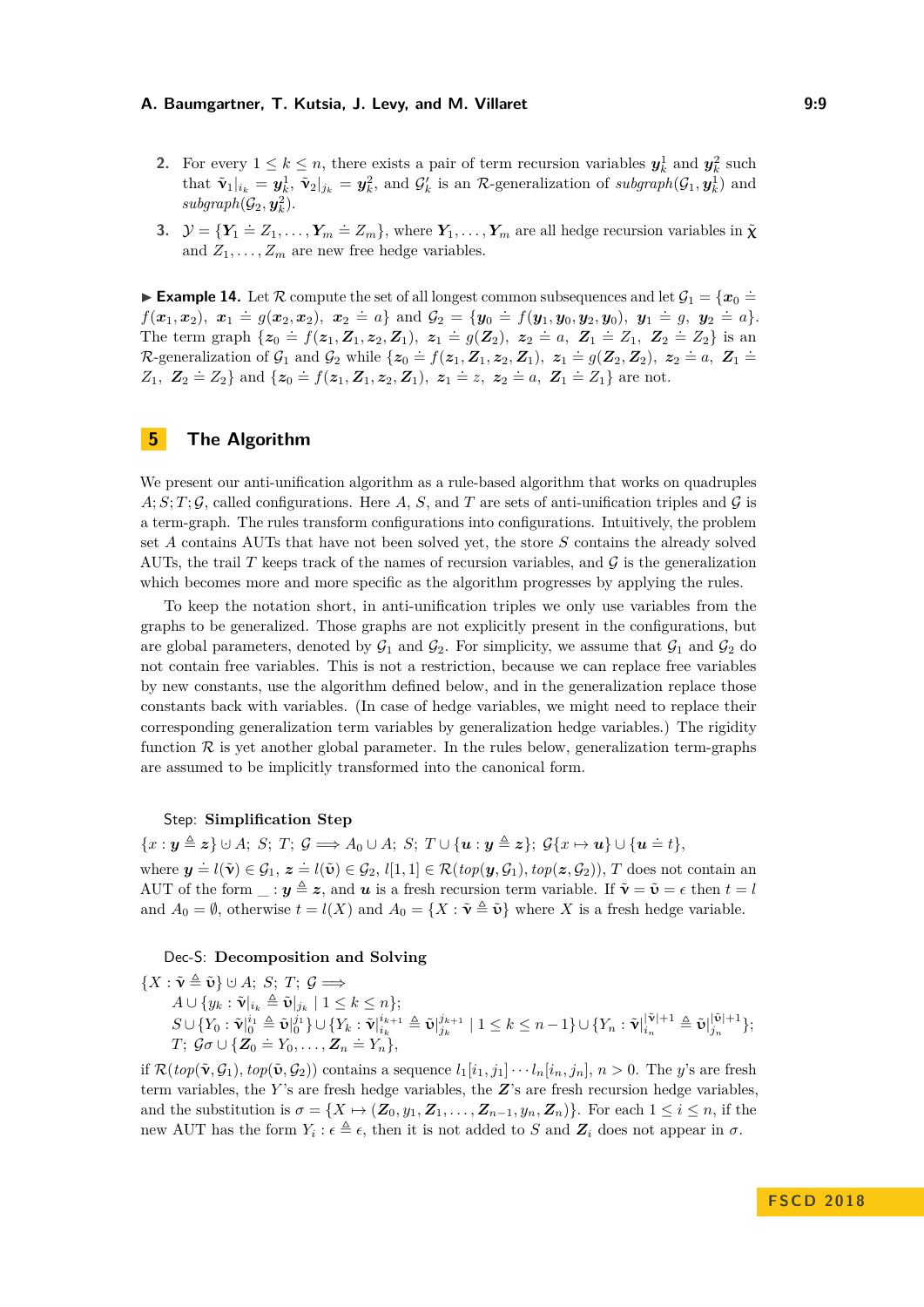2. For every $1 \le k \le n$, there exists a pair of term recursion variables $\boldsymbol{y}_k^1$ and $\boldsymbol{y}_k^2$ such that $\tilde{\mathbf{v}}_1|_{i_k} = \boldsymbol{y}_k^1$, $\tilde{\mathbf{v}}_2|_{j_k} = \boldsymbol{y}_k^2$, and $\mathcal{G}'_k$ is an $\mathcal{R}$-generalization of $\mathit{subgraph}(\mathcal{G}_1, \boldsymbol{y}_k^1)$ and $\mathit{subgraph}(\mathcal{G}_2, \boldsymbol{y}_k^2)$.

3. $\mathcal{Y} = \{\boldsymbol{Y}_1 \doteq Z_1, \ldots, \boldsymbol{Y}_m \doteq Z_m\}$, where $\boldsymbol{Y}_1, \ldots, \boldsymbol{Y}_m$ are all hedge recursion variables in $\tilde{\chi}$ and $Z_1, \ldots, Z_m$ are new free hedge variables.

▶ **Example 14.** Let $\mathcal{R}$ compute the set of all longest common subsequences and let $\mathcal{G}_1 = \{\boldsymbol{x}_0 \doteq f(\boldsymbol{x}_1, \boldsymbol{x}_2),\ \boldsymbol{x}_1 \doteq g(\boldsymbol{x}_2, \boldsymbol{x}_2),\ \boldsymbol{x}_2 \doteq a\}$ and $\mathcal{G}_2 = \{\boldsymbol{y}_0 \doteq f(\boldsymbol{y}_1, \boldsymbol{y}_0, \boldsymbol{y}_2, \boldsymbol{y}_0),\ \boldsymbol{y}_1 \doteq g,\ \boldsymbol{y}_2 \doteq a\}$. The term graph $\{\boldsymbol{z}_0 \doteq f(\boldsymbol{z}_1, \boldsymbol{Z}_1, \boldsymbol{z}_2, \boldsymbol{Z}_1),\ \boldsymbol{z}_1 \doteq g(\boldsymbol{Z}_2),\ \boldsymbol{z}_2 \doteq a,\ \boldsymbol{Z}_1 \doteq Z_1,\ \boldsymbol{Z}_2 \doteq Z_2\}$ is an $\mathcal{R}$-generalization of $\mathcal{G}_1$ and $\mathcal{G}_2$ while $\{\boldsymbol{z}_0 \doteq f(\boldsymbol{z}_1, \boldsymbol{Z}_1, \boldsymbol{z}_2, \boldsymbol{Z}_1),\ \boldsymbol{z}_1 \doteq g(\boldsymbol{Z}_2, \boldsymbol{Z}_2),\ \boldsymbol{z}_2 \doteq a,\ \boldsymbol{Z}_1 \doteq Z_1,\ \boldsymbol{Z}_2 \doteq Z_2\}$ and $\{\boldsymbol{z}_0 \doteq f(\boldsymbol{z}_1, \boldsymbol{Z}_1, \boldsymbol{z}_2, \boldsymbol{Z}_1),\ \boldsymbol{z}_1 \doteq z,\ \boldsymbol{z}_2 \doteq a,\ \boldsymbol{Z}_1 \doteq Z_1\}$ are not.

## 5 The Algorithm

We present our anti-unification algorithm as a rule-based algorithm that works on quadruples $A; S; T; \mathcal{G}$, called configurations. Here $A$, $S$, and $T$ are sets of anti-unification triples and $\mathcal{G}$ is a term-graph. The rules transform configurations into configurations. Intuitively, the problem set $A$ contains AUTs that have not been solved yet, the store $S$ contains the already solved AUTs, the trail $T$ keeps track of the names of recursion variables, and $\mathcal{G}$ is the generalization which becomes more and more specific as the algorithm progresses by applying the rules.

To keep the notation short, in anti-unification triples we only use variables from the graphs to be generalized. Those graphs are not explicitly present in the configurations, but are global parameters, denoted by $\mathcal{G}_1$ and $\mathcal{G}_2$. For simplicity, we assume that $\mathcal{G}_1$ and $\mathcal{G}_2$ do not contain free variables. This is not a restriction, because we can replace free variables by new constants, use the algorithm defined below, and in the generalization replace those constants back with variables. (In case of hedge variables, we might need to replace their corresponding generalization term variables by generalization hedge variables.) The rigidity function $\mathcal{R}$ is yet another global parameter. In the rules below, generalization term-graphs are assumed to be implicitly transformed into the canonical form.

Step: **Simplification Step**

$\{x : \boldsymbol{y} \triangleq \boldsymbol{z}\} \uplus A;\ S;\ T;\ \mathcal{G} \Longrightarrow A_0 \cup A;\ S;\ T \cup \{\boldsymbol{u} : \boldsymbol{y} \triangleq \boldsymbol{z}\};\ \mathcal{G}\{x \mapsto \boldsymbol{u}\} \cup \{\boldsymbol{u} \doteq t\},$

where $\boldsymbol{y} \doteq l(\tilde{\mathbf{v}}) \in \mathcal{G}_1$, $\boldsymbol{z} \doteq l(\tilde{\mathfrak{v}}) \in \mathcal{G}_2$, $l[1,1] \in \mathcal{R}(top(\boldsymbol{y}, \mathcal{G}_1), top(\boldsymbol{z}, \mathcal{G}_2))$, $T$ does not contain an AUT of the form $\_ : \boldsymbol{y} \triangleq \boldsymbol{z}$, and $\boldsymbol{u}$ is a fresh recursion term variable. If $\tilde{\mathbf{v}} = \tilde{\mathfrak{v}} = \epsilon$ then $t = l$ and $A_0 = \emptyset$, otherwise $t = l(X)$ and $A_0 = \{X : \tilde{\mathbf{v}} \triangleq \tilde{\mathfrak{v}}\}$ where $X$ is a fresh hedge variable.

Dec-S: **Decomposition and Solving**

$\{X : \tilde{\mathbf{v}} \triangleq \tilde{\mathfrak{v}}\} \uplus A;\ S;\ T;\ \mathcal{G} \Longrightarrow$
$\quad A \cup \{y_k : \tilde{\mathbf{v}}|_{i_k} \triangleq \tilde{\mathfrak{v}}|_{j_k} \mid 1 \le k \le n\};$
$\quad S \cup \{Y_0 : \tilde{\mathbf{v}}|_0^{i_1} \triangleq \tilde{\mathfrak{v}}|_0^{j_1}\} \cup \{Y_k : \tilde{\mathbf{v}}|_{i_k}^{i_{k+1}} \triangleq \tilde{\mathfrak{v}}|_{j_k}^{j_{k+1}} \mid 1 \le k \le n-1\} \cup \{Y_n : \tilde{\mathbf{v}}|_{i_n}^{|\tilde{\mathbf{v}}|+1} \triangleq \tilde{\mathfrak{v}}|_{j_n}^{|\tilde{\mathfrak{v}}|+1}\};$
$\quad T;\ \mathcal{G}\sigma \cup \{\boldsymbol{Z}_0 \doteq Y_0, \ldots, \boldsymbol{Z}_n \doteq Y_n\},$

if $\mathcal{R}(top(\tilde{\mathbf{v}}, \mathcal{G}_1), top(\tilde{\mathfrak{v}}, \mathcal{G}_2))$ contains a sequence $l_1[i_1, j_1] \cdots l_n[i_n, j_n]$, $n > 0$. The $y$'s are fresh term variables, the $Y$'s are fresh hedge variables, the $\boldsymbol{Z}$'s are fresh recursion hedge variables, and the substitution is $\sigma = \{X \mapsto (\boldsymbol{Z}_0, y_1, \boldsymbol{Z}_1, \ldots, \boldsymbol{Z}_{n-1}, y_n, \boldsymbol{Z}_n)\}$. For each $1 \le i \le n$, if the new AUT has the form $Y_i : \epsilon \triangleq \epsilon$, then it is not added to $S$ and $\boldsymbol{Z}_i$ does not appear in $\sigma$.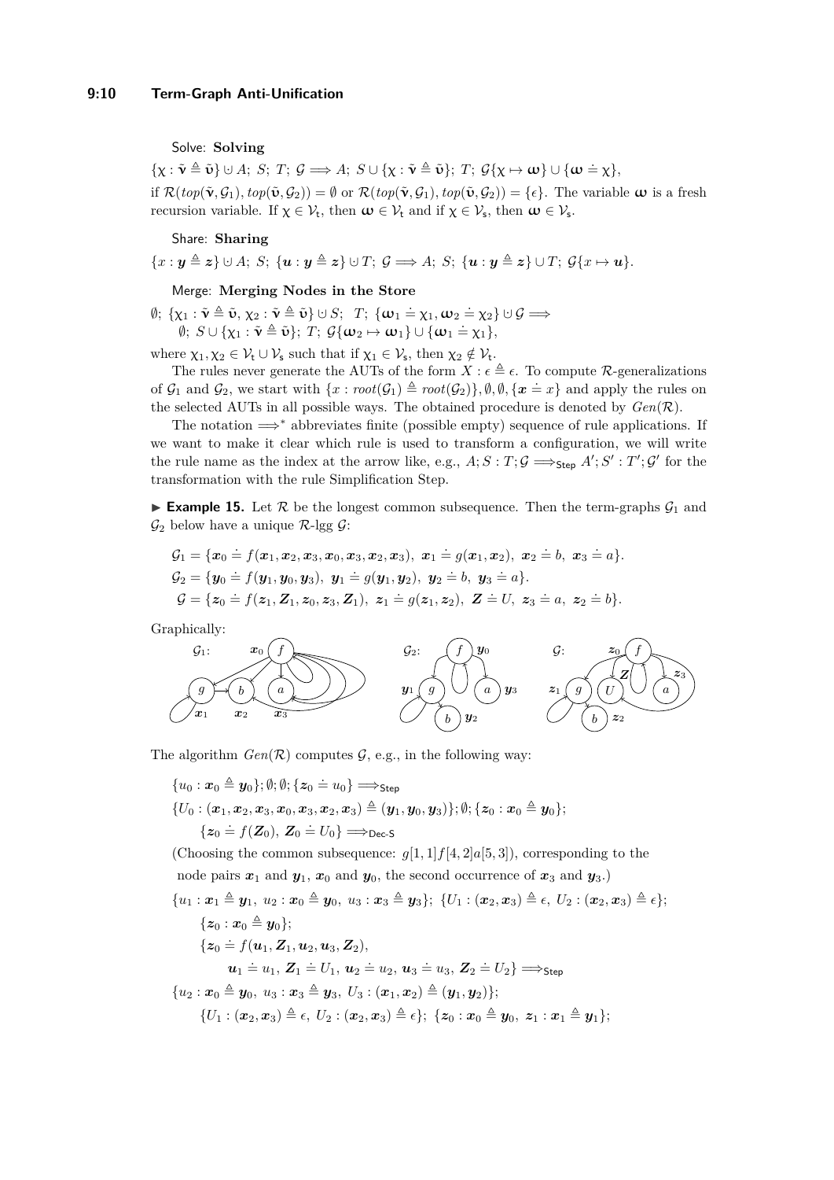Solve: **Solving**

$\{\chi : \tilde{\mathbf{v}} \triangleq \tilde{\mathbf{\upsilon}}\} \cup A;\ S;\ T;\ \mathcal{G} \Longrightarrow A;\ S \cup \{\chi : \tilde{\mathbf{v}} \triangleq \tilde{\mathbf{\upsilon}}\};\ T;\ \mathcal{G}\{\chi \mapsto \boldsymbol{\omega}\} \cup \{\boldsymbol{\omega} \doteq \chi\}$,

if $\mathcal{R}(top(\tilde{\mathbf{v}}, \mathcal{G}_1), top(\tilde{\mathbf{\upsilon}}, \mathcal{G}_2)) = \emptyset$ or $\mathcal{R}(top(\tilde{\mathbf{v}}, \mathcal{G}_1), top(\tilde{\mathbf{\upsilon}}, \mathcal{G}_2)) = \{\epsilon\}$. The variable $\boldsymbol{\omega}$ is a fresh recursion variable. If $\chi \in \mathcal{V}_\mathsf{t}$, then $\boldsymbol{\omega} \in \mathcal{V}_\mathsf{t}$ and if $\chi \in \mathcal{V}_\mathsf{s}$, then $\boldsymbol{\omega} \in \mathcal{V}_\mathsf{s}$.

Share: **Sharing**

$\{x : \boldsymbol{y} \triangleq \boldsymbol{z}\} \cup A;\ S;\ \{\boldsymbol{u} : \boldsymbol{y} \triangleq \boldsymbol{z}\} \cup T;\ \mathcal{G} \Longrightarrow A;\ S;\ \{\boldsymbol{u} : \boldsymbol{y} \triangleq \boldsymbol{z}\} \cup T;\ \mathcal{G}\{x \mapsto \boldsymbol{u}\}$.

Merge: **Merging Nodes in the Store**

$\emptyset;\ \{\chi_1 : \tilde{\mathbf{v}} \triangleq \tilde{\mathbf{\upsilon}},\ \chi_2 : \tilde{\mathbf{v}} \triangleq \tilde{\mathbf{\upsilon}}\} \cup S;\ \ T;\ \{\boldsymbol{\omega}_1 \doteq \chi_1, \boldsymbol{\omega}_2 \doteq \chi_2\} \cup \mathcal{G} \Longrightarrow$
$\quad \emptyset;\ S \cup \{\chi_1 : \tilde{\mathbf{v}} \triangleq \tilde{\mathbf{\upsilon}}\};\ T;\ \mathcal{G}\{\boldsymbol{\omega}_2 \mapsto \boldsymbol{\omega}_1\} \cup \{\boldsymbol{\omega}_1 \doteq \chi_1\}$,

where $\chi_1, \chi_2 \in \mathcal{V}_\mathsf{t} \cup \mathcal{V}_\mathsf{s}$ such that if $\chi_1 \in \mathcal{V}_\mathsf{s}$, then $\chi_2 \notin \mathcal{V}_\mathsf{t}$.

The rules never generate the AUTs of the form $X : \epsilon \triangleq \epsilon$. To compute $\mathcal{R}$-generalizations of $\mathcal{G}_1$ and $\mathcal{G}_2$, we start with $\{x : root(\mathcal{G}_1) \triangleq root(\mathcal{G}_2)\}, \emptyset, \emptyset, \{\boldsymbol{x} \doteq x\}$ and apply the rules on the selected AUTs in all possible ways. The obtained procedure is denoted by $Gen(\mathcal{R})$.

The notation $\Longrightarrow^*$ abbreviates finite (possible empty) sequence of rule applications. If we want to make it clear which rule is used to transform a configuration, we will write the rule name as the index at the arrow like, e.g., $A; S : T; \mathcal{G} \Longrightarrow_{\mathsf{Step}} A'; S' : T'; \mathcal{G}'$ for the transformation with the rule Simplification Step.

▶ **Example 15.** Let $\mathcal{R}$ be the longest common subsequence. Then the term-graphs $\mathcal{G}_1$ and $\mathcal{G}_2$ below have a unique $\mathcal{R}$-lgg $\mathcal{G}$:

$$\mathcal{G}_1 = \{\boldsymbol{x}_0 \doteq f(\boldsymbol{x}_1, \boldsymbol{x}_2, \boldsymbol{x}_3, \boldsymbol{x}_0, \boldsymbol{x}_3, \boldsymbol{x}_2, \boldsymbol{x}_3),\ \boldsymbol{x}_1 \doteq g(\boldsymbol{x}_1, \boldsymbol{x}_2),\ \boldsymbol{x}_2 \doteq b,\ \boldsymbol{x}_3 \doteq a\}.$$
$$\mathcal{G}_2 = \{\boldsymbol{y}_0 \doteq f(\boldsymbol{y}_1, \boldsymbol{y}_0, \boldsymbol{y}_3),\ \boldsymbol{y}_1 \doteq g(\boldsymbol{y}_1, \boldsymbol{y}_2),\ \boldsymbol{y}_2 \doteq b,\ \boldsymbol{y}_3 \doteq a\}.$$
$$\mathcal{G} = \{\boldsymbol{z}_0 \doteq f(\boldsymbol{z}_1, \boldsymbol{Z}_1, \boldsymbol{z}_0, \boldsymbol{z}_3, \boldsymbol{Z}_1),\ \boldsymbol{z}_1 \doteq g(\boldsymbol{z}_1, \boldsymbol{z}_2),\ \boldsymbol{Z} \doteq U,\ \boldsymbol{z}_3 \doteq a,\ \boldsymbol{z}_2 \doteq b\}.$$

Graphically:

The algorithm $Gen(\mathcal{R})$ computes $\mathcal{G}$, e.g., in the following way:

$\{u_0 : \boldsymbol{x}_0 \triangleq \boldsymbol{y}_0\}; \emptyset; \emptyset; \{\boldsymbol{z}_0 \doteq u_0\} \Longrightarrow_{\mathsf{Step}}$

$\{U_0 : (\boldsymbol{x}_1, \boldsymbol{x}_2, \boldsymbol{x}_3, \boldsymbol{x}_0, \boldsymbol{x}_3, \boldsymbol{x}_2, \boldsymbol{x}_3) \triangleq (\boldsymbol{y}_1, \boldsymbol{y}_0, \boldsymbol{y}_3)\}; \emptyset; \{\boldsymbol{z}_0 : \boldsymbol{x}_0 \triangleq \boldsymbol{y}_0\};$
$\quad \{\boldsymbol{z}_0 \doteq f(\boldsymbol{Z}_0),\ \boldsymbol{Z}_0 \doteq U_0\} \Longrightarrow_{\mathsf{Dec\text{-}S}}$

(Choosing the common subsequence: $g[1, 1]f[4, 2]a[5, 3]$), corresponding to the node pairs $\boldsymbol{x}_1$ and $\boldsymbol{y}_1$, $\boldsymbol{x}_0$ and $\boldsymbol{y}_0$, the second occurrence of $\boldsymbol{x}_3$ and $\boldsymbol{y}_3$.)

$\{u_1 : \boldsymbol{x}_1 \triangleq \boldsymbol{y}_1,\ u_2 : \boldsymbol{x}_0 \triangleq \boldsymbol{y}_0,\ u_3 : \boldsymbol{x}_3 \triangleq \boldsymbol{y}_3\};\ \{U_1 : (\boldsymbol{x}_2, \boldsymbol{x}_3) \triangleq \epsilon,\ U_2 : (\boldsymbol{x}_2, \boldsymbol{x}_3) \triangleq \epsilon\};$
$\quad \{\boldsymbol{z}_0 : \boldsymbol{x}_0 \triangleq \boldsymbol{y}_0\};$
$\quad \{\boldsymbol{z}_0 \doteq f(\boldsymbol{u}_1, \boldsymbol{Z}_1, \boldsymbol{u}_2, \boldsymbol{u}_3, \boldsymbol{Z}_2),$
$\quad\quad \boldsymbol{u}_1 \doteq u_1,\ \boldsymbol{Z}_1 \doteq U_1,\ \boldsymbol{u}_2 \doteq u_2,\ \boldsymbol{u}_3 \doteq u_3,\ \boldsymbol{Z}_2 \doteq U_2\} \Longrightarrow_{\mathsf{Step}}$

$\{u_2 : \boldsymbol{x}_0 \triangleq \boldsymbol{y}_0,\ u_3 : \boldsymbol{x}_3 \triangleq \boldsymbol{y}_3,\ U_3 : (\boldsymbol{x}_1, \boldsymbol{x}_2) \triangleq (\boldsymbol{y}_1, \boldsymbol{y}_2)\};$
$\quad \{U_1 : (\boldsymbol{x}_2, \boldsymbol{x}_3) \triangleq \epsilon,\ U_2 : (\boldsymbol{x}_2, \boldsymbol{x}_3) \triangleq \epsilon\};\ \{\boldsymbol{z}_0 : \boldsymbol{x}_0 \triangleq \boldsymbol{y}_0,\ \boldsymbol{z}_1 : \boldsymbol{x}_1 \triangleq \boldsymbol{y}_1\};$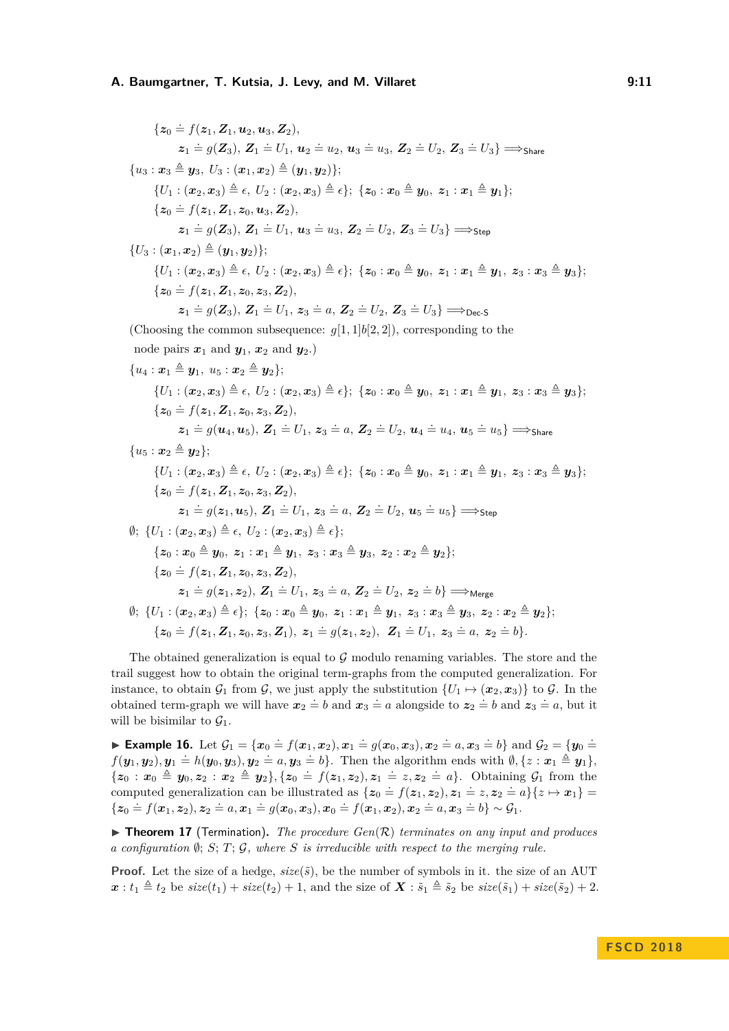$$
\begin{aligned}
&\{\boldsymbol{z}_0 \doteq f(\boldsymbol{z}_1, \boldsymbol{Z}_1, \boldsymbol{u}_2, \boldsymbol{u}_3, \boldsymbol{Z}_2),\\
&\quad \boldsymbol{z}_1 \doteq g(\boldsymbol{Z}_3),\ \boldsymbol{Z}_1 \doteq U_1,\ \boldsymbol{u}_2 \doteq u_2,\ \boldsymbol{u}_3 \doteq u_3,\ \boldsymbol{Z}_2 \doteq U_2,\ \boldsymbol{Z}_3 \doteq U_3\} \Longrightarrow_{\mathsf{Share}}\\
&\{u_3 : \boldsymbol{x}_3 \triangleq \boldsymbol{y}_3,\ U_3 : (\boldsymbol{x}_1, \boldsymbol{x}_2) \triangleq (\boldsymbol{y}_1, \boldsymbol{y}_2)\};\\
&\quad \{U_1 : (\boldsymbol{x}_2, \boldsymbol{x}_3) \triangleq \epsilon,\ U_2 : (\boldsymbol{x}_2, \boldsymbol{x}_3) \triangleq \epsilon\};\ \{\boldsymbol{z}_0 : \boldsymbol{x}_0 \triangleq \boldsymbol{y}_0,\ \boldsymbol{z}_1 : \boldsymbol{x}_1 \triangleq \boldsymbol{y}_1\};\\
&\quad \{\boldsymbol{z}_0 \doteq f(\boldsymbol{z}_1, \boldsymbol{Z}_1, \boldsymbol{z}_0, \boldsymbol{u}_3, \boldsymbol{Z}_2),\\
&\quad\quad \boldsymbol{z}_1 \doteq g(\boldsymbol{Z}_3),\ \boldsymbol{Z}_1 \doteq U_1,\ \boldsymbol{u}_3 \doteq u_3,\ \boldsymbol{Z}_2 \doteq U_2,\ \boldsymbol{Z}_3 \doteq U_3\} \Longrightarrow_{\mathsf{Step}}\\
&\{U_3 : (\boldsymbol{x}_1, \boldsymbol{x}_2) \triangleq (\boldsymbol{y}_1, \boldsymbol{y}_2)\};\\
&\quad \{U_1 : (\boldsymbol{x}_2, \boldsymbol{x}_3) \triangleq \epsilon,\ U_2 : (\boldsymbol{x}_2, \boldsymbol{x}_3) \triangleq \epsilon\};\ \{\boldsymbol{z}_0 : \boldsymbol{x}_0 \triangleq \boldsymbol{y}_0,\ \boldsymbol{z}_1 : \boldsymbol{x}_1 \triangleq \boldsymbol{y}_1,\ \boldsymbol{z}_3 : \boldsymbol{x}_3 \triangleq \boldsymbol{y}_3\};\\
&\quad \{\boldsymbol{z}_0 \doteq f(\boldsymbol{z}_1, \boldsymbol{Z}_1, \boldsymbol{z}_0, \boldsymbol{z}_3, \boldsymbol{Z}_2),\\
&\quad\quad \boldsymbol{z}_1 \doteq g(\boldsymbol{Z}_3),\ \boldsymbol{Z}_1 \doteq U_1,\ \boldsymbol{z}_3 \doteq a,\ \boldsymbol{Z}_2 \doteq U_2,\ \boldsymbol{Z}_3 \doteq U_3\} \Longrightarrow_{\mathsf{Dec\text{-}S}}
\end{aligned}
$$

(Choosing the common subsequence: $g[1,1]b[2,2]$), corresponding to the node pairs $\boldsymbol{x}_1$ and $\boldsymbol{y}_1$, $\boldsymbol{x}_2$ and $\boldsymbol{y}_2$.)

$$
\begin{aligned}
&\{u_4 : \boldsymbol{x}_1 \triangleq \boldsymbol{y}_1,\ u_5 : \boldsymbol{x}_2 \triangleq \boldsymbol{y}_2\};\\
&\quad \{U_1 : (\boldsymbol{x}_2, \boldsymbol{x}_3) \triangleq \epsilon,\ U_2 : (\boldsymbol{x}_2, \boldsymbol{x}_3) \triangleq \epsilon\};\ \{\boldsymbol{z}_0 : \boldsymbol{x}_0 \triangleq \boldsymbol{y}_0,\ \boldsymbol{z}_1 : \boldsymbol{x}_1 \triangleq \boldsymbol{y}_1,\ \boldsymbol{z}_3 : \boldsymbol{x}_3 \triangleq \boldsymbol{y}_3\};\\
&\quad \{\boldsymbol{z}_0 \doteq f(\boldsymbol{z}_1, \boldsymbol{Z}_1, \boldsymbol{z}_0, \boldsymbol{z}_3, \boldsymbol{Z}_2),\\
&\quad\quad \boldsymbol{z}_1 \doteq g(\boldsymbol{u}_4, \boldsymbol{u}_5),\ \boldsymbol{Z}_1 \doteq U_1,\ \boldsymbol{z}_3 \doteq a,\ \boldsymbol{Z}_2 \doteq U_2,\ \boldsymbol{u}_4 \doteq u_4,\ \boldsymbol{u}_5 \doteq u_5\} \Longrightarrow_{\mathsf{Share}}\\
&\{u_5 : \boldsymbol{x}_2 \triangleq \boldsymbol{y}_2\};\\
&\quad \{U_1 : (\boldsymbol{x}_2, \boldsymbol{x}_3) \triangleq \epsilon,\ U_2 : (\boldsymbol{x}_2, \boldsymbol{x}_3) \triangleq \epsilon\};\ \{\boldsymbol{z}_0 : \boldsymbol{x}_0 \triangleq \boldsymbol{y}_0,\ \boldsymbol{z}_1 : \boldsymbol{x}_1 \triangleq \boldsymbol{y}_1,\ \boldsymbol{z}_3 : \boldsymbol{x}_3 \triangleq \boldsymbol{y}_3\};\\
&\quad \{\boldsymbol{z}_0 \doteq f(\boldsymbol{z}_1, \boldsymbol{Z}_1, \boldsymbol{z}_0, \boldsymbol{z}_3, \boldsymbol{Z}_2),\\
&\quad\quad \boldsymbol{z}_1 \doteq g(\boldsymbol{z}_1, \boldsymbol{u}_5),\ \boldsymbol{Z}_1 \doteq U_1,\ \boldsymbol{z}_3 \doteq a,\ \boldsymbol{Z}_2 \doteq U_2,\ \boldsymbol{u}_5 \doteq u_5\} \Longrightarrow_{\mathsf{Step}}\\
&\emptyset;\ \{U_1 : (\boldsymbol{x}_2, \boldsymbol{x}_3) \triangleq \epsilon,\ U_2 : (\boldsymbol{x}_2, \boldsymbol{x}_3) \triangleq \epsilon\};\\
&\quad \{\boldsymbol{z}_0 : \boldsymbol{x}_0 \triangleq \boldsymbol{y}_0,\ \boldsymbol{z}_1 : \boldsymbol{x}_1 \triangleq \boldsymbol{y}_1,\ \boldsymbol{z}_3 : \boldsymbol{x}_3 \triangleq \boldsymbol{y}_3,\ \boldsymbol{z}_2 : \boldsymbol{x}_2 \triangleq \boldsymbol{y}_2\};\\
&\quad \{\boldsymbol{z}_0 \doteq f(\boldsymbol{z}_1, \boldsymbol{Z}_1, \boldsymbol{z}_0, \boldsymbol{z}_3, \boldsymbol{Z}_2),\\
&\quad\quad \boldsymbol{z}_1 \doteq g(\boldsymbol{z}_1, \boldsymbol{z}_2),\ \boldsymbol{Z}_1 \doteq U_1,\ \boldsymbol{z}_3 \doteq a,\ \boldsymbol{Z}_2 \doteq U_2,\ \boldsymbol{z}_2 \doteq b\} \Longrightarrow_{\mathsf{Merge}}\\
&\emptyset;\ \{U_1 : (\boldsymbol{x}_2, \boldsymbol{x}_3) \triangleq \epsilon\};\ \{\boldsymbol{z}_0 : \boldsymbol{x}_0 \triangleq \boldsymbol{y}_0,\ \boldsymbol{z}_1 : \boldsymbol{x}_1 \triangleq \boldsymbol{y}_1,\ \boldsymbol{z}_3 : \boldsymbol{x}_3 \triangleq \boldsymbol{y}_3,\ \boldsymbol{z}_2 : \boldsymbol{x}_2 \triangleq \boldsymbol{y}_2\};\\
&\quad \{\boldsymbol{z}_0 \doteq f(\boldsymbol{z}_1, \boldsymbol{Z}_1, \boldsymbol{z}_0, \boldsymbol{z}_3, \boldsymbol{Z}_1),\ \boldsymbol{z}_1 \doteq g(\boldsymbol{z}_1, \boldsymbol{z}_2),\ \ \boldsymbol{Z}_1 \doteq U_1,\ \boldsymbol{z}_3 \doteq a,\ \boldsymbol{z}_2 \doteq b\}.
\end{aligned}
$$

The obtained generalization is equal to $\mathcal{G}$ modulo renaming variables. The store and the trail suggest how to obtain the original term-graphs from the computed generalization. For instance, to obtain $\mathcal{G}_1$ from $\mathcal{G}$, we just apply the substitution $\{U_1 \mapsto (\boldsymbol{x}_2, \boldsymbol{x}_3)\}$ to $\mathcal{G}$. In the obtained term-graph we will have $\boldsymbol{x}_2 \doteq b$ and $\boldsymbol{x}_3 \doteq a$ alongside to $\boldsymbol{z}_2 \doteq b$ and $\boldsymbol{z}_3 \doteq a$, but it will be bisimilar to $\mathcal{G}_1$.

▶ **Example 16.** Let $\mathcal{G}_1 = \{\boldsymbol{x}_0 \doteq f(\boldsymbol{x}_1, \boldsymbol{x}_2), \boldsymbol{x}_1 \doteq g(\boldsymbol{x}_0, \boldsymbol{x}_3), \boldsymbol{x}_2 \doteq a, \boldsymbol{x}_3 \doteq b\}$ and $\mathcal{G}_2 = \{\boldsymbol{y}_0 \doteq f(\boldsymbol{y}_1, \boldsymbol{y}_2), \boldsymbol{y}_1 \doteq h(\boldsymbol{y}_0, \boldsymbol{y}_3), \boldsymbol{y}_2 \doteq a, \boldsymbol{y}_3 \doteq b\}$. Then the algorithm ends with $\emptyset, \{z : \boldsymbol{x}_1 \triangleq \boldsymbol{y}_1\}$, $\{\boldsymbol{z}_0 : \boldsymbol{x}_0 \triangleq \boldsymbol{y}_0, \boldsymbol{z}_2 : \boldsymbol{x}_2 \triangleq \boldsymbol{y}_2\}, \{\boldsymbol{z}_0 \doteq f(\boldsymbol{z}_1, \boldsymbol{z}_2), \boldsymbol{z}_1 \doteq z, \boldsymbol{z}_2 \doteq a\}$. Obtaining $\mathcal{G}_1$ from the computed generalization can be illustrated as $\{\boldsymbol{z}_0 \doteq f(\boldsymbol{z}_1, \boldsymbol{z}_2), \boldsymbol{z}_1 \doteq z, \boldsymbol{z}_2 \doteq a\}\{z \mapsto \boldsymbol{x}_1\} = \{\boldsymbol{z}_0 \doteq f(\boldsymbol{x}_1, \boldsymbol{z}_2), \boldsymbol{z}_2 \doteq a, \boldsymbol{x}_1 \doteq g(\boldsymbol{x}_0, \boldsymbol{x}_3), \boldsymbol{x}_0 \doteq f(\boldsymbol{x}_1, \boldsymbol{x}_2), \boldsymbol{x}_2 \doteq a, \boldsymbol{x}_3 \doteq b\} \sim \mathcal{G}_1$.

▶ **Theorem 17** (Termination)**.** *The procedure $Gen(\mathcal{R})$ terminates on any input and produces a configuration $\emptyset$; $S$; $T$; $\mathcal{G}$, where $S$ is irreducible with respect to the merging rule.*

**Proof.** Let the size of a hedge, $size(\tilde{s})$, be the number of symbols in it. the size of an AUT $\boldsymbol{x} : t_1 \triangleq t_2$ be $size(t_1) + size(t_2) + 1$, and the size of $\boldsymbol{X} : \tilde{s}_1 \triangleq \tilde{s}_2$ be $size(\tilde{s}_1) + size(\tilde{s}_2) + 2$.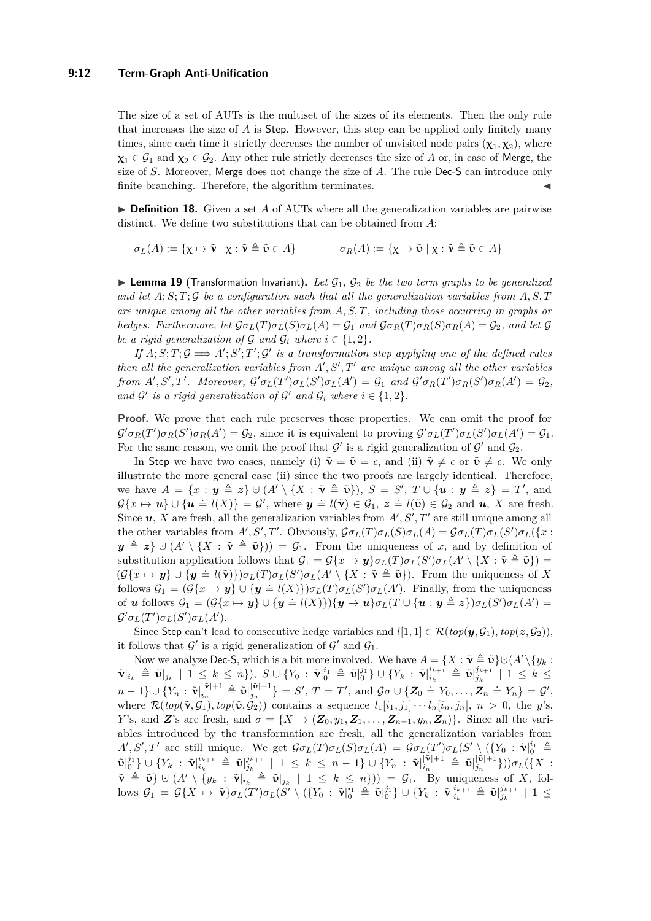The size of a set of AUTs is the multiset of the sizes of its elements. Then the only rule that increases the size of $A$ is Step. However, this step can be applied only finitely many times, since each time it strictly decreases the number of unvisited node pairs $(\boldsymbol{\chi}_1, \boldsymbol{\chi}_2)$, where $\boldsymbol{\chi}_1 \in \mathcal{G}_1$ and $\boldsymbol{\chi}_2 \in \mathcal{G}_2$. Any other rule strictly decreases the size of $A$ or, in case of Merge, the size of $S$. Moreover, Merge does not change the size of $A$. The rule Dec-S can introduce only finite branching. Therefore, the algorithm terminates. ◀

▶ **Definition 18.** Given a set $A$ of AUTs where all the generalization variables are pairwise distinct. We define two substitutions that can be obtained from $A$:

$$\sigma_L(A) := \{\chi \mapsto \tilde{\mathbf{v}} \mid \chi : \tilde{\mathbf{v}} \triangleq \tilde{\mathbf{u}} \in A\} \qquad \sigma_R(A) := \{\chi \mapsto \tilde{\mathbf{u}} \mid \chi : \tilde{\mathbf{v}} \triangleq \tilde{\mathbf{u}} \in A\}$$

▶ **Lemma 19** (Transformation Invariant). *Let $\mathcal{G}_1$, $\mathcal{G}_2$ be the two term graphs to be generalized and let $A; S; T; \mathcal{G}$ be a configuration such that all the generalization variables from $A, S, T$ are unique among all the other variables from $A, S, T$, including those occurring in graphs or hedges. Furthermore, let $\mathcal{G}\sigma_L(T)\sigma_L(S)\sigma_L(A) = \mathcal{G}_1$ and $\mathcal{G}\sigma_R(T)\sigma_R(S)\sigma_R(A) = \mathcal{G}_2$, and let $\mathcal{G}$ be a rigid generalization of $\mathcal{G}$ and $\mathcal{G}_i$ where $i \in \{1, 2\}$.*

*If $A; S; T; \mathcal{G} \Longrightarrow A'; S'; T'; \mathcal{G}'$ is a transformation step applying one of the defined rules then all the generalization variables from $A', S', T'$ are unique among all the other variables from $A', S', T'$. Moreover, $\mathcal{G}'\sigma_L(T')\sigma_L(S')\sigma_L(A') = \mathcal{G}_1$ and $\mathcal{G}'\sigma_R(T')\sigma_R(S')\sigma_R(A') = \mathcal{G}_2$, and $\mathcal{G}'$ is a rigid generalization of $\mathcal{G}'$ and $\mathcal{G}_i$ where $i \in \{1, 2\}$.*

**Proof.** We prove that each rule preserves those properties. We can omit the proof for $\mathcal{G}'\sigma_R(T')\sigma_R(S')\sigma_R(A') = \mathcal{G}_2$, since it is equivalent to proving $\mathcal{G}'\sigma_L(T')\sigma_L(S')\sigma_L(A') = \mathcal{G}_1$. For the same reason, we omit the proof that $\mathcal{G}'$ is a rigid generalization of $\mathcal{G}'$ and $\mathcal{G}_2$.

In Step we have two cases, namely (i) $\tilde{\mathbf{v}} = \tilde{\mathbf{u}} = \epsilon$, and (ii) $\tilde{\mathbf{v}} \neq \epsilon$ or $\tilde{\mathbf{u}} \neq \epsilon$. We only illustrate the more general case (ii) since the two proofs are largely identical. Therefore, we have $A = \{x : \boldsymbol{y} \triangleq \boldsymbol{z}\} \uplus (A' \setminus \{X : \tilde{\mathbf{v}} \triangleq \tilde{\mathbf{u}}\})$, $S = S'$, $T \cup \{\boldsymbol{u} : \boldsymbol{y} \triangleq \boldsymbol{z}\} = T'$, and $\mathcal{G}\{x \mapsto \boldsymbol{u}\} \cup \{\boldsymbol{u} \doteq l(X)\} = \mathcal{G}'$, where $\boldsymbol{y} \doteq l(\tilde{\mathbf{v}}) \in \mathcal{G}_1$, $\boldsymbol{z} \doteq l(\tilde{\mathbf{u}}) \in \mathcal{G}_2$ and $\boldsymbol{u}$, $X$ are fresh. Since $\boldsymbol{u}$, $X$ are fresh, all the generalization variables from $A', S', T'$ are still unique among all the other variables from $A', S', T'$. Obviously, $\mathcal{G}\sigma_L(T)\sigma_L(S)\sigma_L(A) = \mathcal{G}\sigma_L(T)\sigma_L(S')\sigma_L(\{x : \boldsymbol{y} \triangleq \boldsymbol{z}\} \uplus (A' \setminus \{X : \tilde{\mathbf{v}} \triangleq \tilde{\mathbf{u}}\})) = \mathcal{G}_1$. From the uniqueness of $x$, and by definition of substitution application follows that $\mathcal{G}_1 = \mathcal{G}\{x \mapsto \boldsymbol{y}\}\sigma_L(T)\sigma_L(S')\sigma_L(A' \setminus \{X : \tilde{\mathbf{v}} \triangleq \tilde{\mathbf{u}}\}) = (\mathcal{G}\{x \mapsto \boldsymbol{y}\} \cup \{\boldsymbol{y} \doteq l(\tilde{\mathbf{v}})\})\sigma_L(T)\sigma_L(S')\sigma_L(A' \setminus \{X : \tilde{\mathbf{v}} \triangleq \tilde{\mathbf{u}}\})$. From the uniqueness of $X$ follows $\mathcal{G}_1 = (\mathcal{G}\{x \mapsto \boldsymbol{y}\} \cup \{\boldsymbol{y} \doteq l(X)\})\sigma_L(T)\sigma_L(S')\sigma_L(A')$. Finally, from the uniqueness of $\boldsymbol{u}$ follows $\mathcal{G}_1 = (\mathcal{G}\{x \mapsto \boldsymbol{y}\} \cup \{\boldsymbol{y} \doteq l(X)\})\{\boldsymbol{y} \mapsto \boldsymbol{u}\}\sigma_L(T \cup \{\boldsymbol{u} : \boldsymbol{y} \triangleq \boldsymbol{z}\})\sigma_L(S')\sigma_L(A') = \mathcal{G}'\sigma_L(T')\sigma_L(S')\sigma_L(A')$.

Since Step can't lead to consecutive hedge variables and $l[1, 1] \in \mathcal{R}(top(\boldsymbol{y}, \mathcal{G}_1), top(\boldsymbol{z}, \mathcal{G}_2))$, it follows that $\mathcal{G}'$ is a rigid generalization of $\mathcal{G}'$ and $\mathcal{G}_1$.

Now we analyze Dec-S, which is a bit more involved. We have $A = \{X : \tilde{\mathbf{v}} \triangleq \tilde{\mathbf{u}}\} \uplus (A' \setminus \{y_k : \tilde{\mathbf{v}}|_{i_k} \triangleq \tilde{\mathbf{u}}|_{j_k} \mid 1 \leq k \leq n\})$, $S \cup \{Y_0 : \tilde{\mathbf{v}}|_0^{i_1} \triangleq \tilde{\mathbf{u}}|_0^{j_1}\} \cup \{Y_k : \tilde{\mathbf{v}}|_{i_k}^{i_{k+1}} \triangleq \tilde{\mathbf{u}}|_{j_k}^{j_{k+1}} \mid 1 \leq k \leq n-1\} \cup \{Y_n : \tilde{\mathbf{v}}|_{i_n}^{|\tilde{\mathbf{v}}|+1} \triangleq \tilde{\mathbf{u}}|_{j_n}^{|\tilde{\mathbf{u}}|+1}\} = S'$, $T = T'$, and $\mathcal{G}\sigma \cup \{\boldsymbol{Z}_0 \doteq Y_0, \ldots, \boldsymbol{Z}_n \doteq Y_n\} = \mathcal{G}'$, where $\mathcal{R}(top(\tilde{\mathbf{v}}, \mathcal{G}_1), top(\tilde{\mathbf{u}}, \mathcal{G}_2))$ contains a sequence $l_1[i_1, j_1] \cdots l_n[i_n, j_n]$, $n > 0$, the $y$'s, $Y$'s, and $\boldsymbol{Z}$'s are fresh, and $\sigma = \{X \mapsto (\boldsymbol{Z}_0, y_1, \boldsymbol{Z}_1, \ldots, \boldsymbol{Z}_{n-1}, y_n, \boldsymbol{Z}_n)\}$. Since all the variables introduced by the transformation are fresh, all the generalization variables from $A', S', T'$ are still unique. We get $\mathcal{G}\sigma_L(T)\sigma_L(S)\sigma_L(A) = \mathcal{G}\sigma_L(T')\sigma_L(S' \setminus (\{Y_0 : \tilde{\mathbf{v}}|_0^{i_1} \triangleq \tilde{\mathbf{u}}|_0^{j_1}\} \cup \{Y_k : \tilde{\mathbf{v}}|_{i_k}^{i_{k+1}} \triangleq \tilde{\mathbf{u}}|_{j_k}^{j_{k+1}} \mid 1 \leq k \leq n-1\} \cup \{Y_n : \tilde{\mathbf{v}}|_{i_n}^{|\tilde{\mathbf{v}}|+1} \triangleq \tilde{\mathbf{u}}|_{j_n}^{|\tilde{\mathbf{u}}|+1}\}))\sigma_L(\{X : \tilde{\mathbf{v}} \triangleq \tilde{\mathbf{u}}\} \uplus (A' \setminus \{y_k : \tilde{\mathbf{v}}|_{i_k} \triangleq \tilde{\mathbf{u}}|_{j_k} \mid 1 \leq k \leq n\})) = \mathcal{G}_1$. By uniqueness of $X$, follows $\mathcal{G}_1 = \mathcal{G}\{X \mapsto \tilde{\mathbf{v}}\}\sigma_L(T')\sigma_L(S' \setminus (\{Y_0 : \tilde{\mathbf{v}}|_0^{i_1} \triangleq \tilde{\mathbf{u}}|_0^{j_1}\} \cup \{Y_k : \tilde{\mathbf{v}}|_{i_k}^{i_{k+1}} \triangleq \tilde{\mathbf{u}}|_{j_k}^{j_{k+1}} \mid 1 \leq$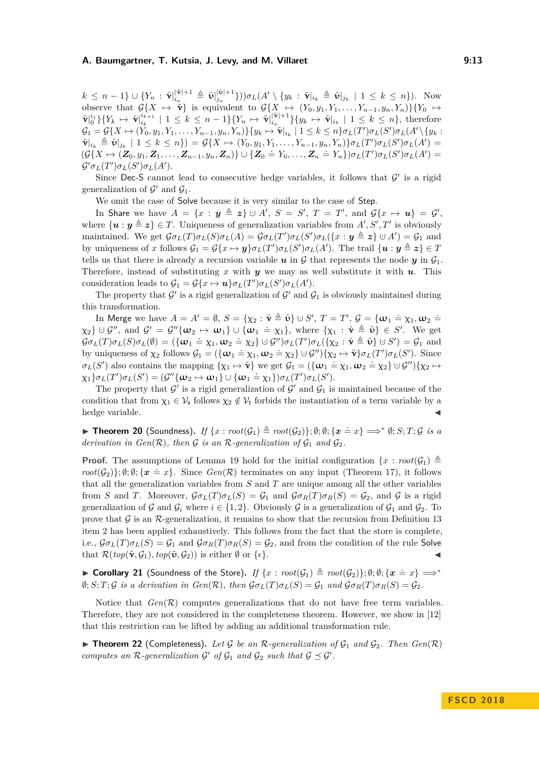$k \leq n-1\} \cup \{Y_n : \tilde{\mathbf{v}}|_{i_n}^{|\tilde{\mathbf{v}}|+1} \triangleq \tilde{\mathbf{v}}|_{j_n}^{|\tilde{\mathbf{v}}|+1}\}))\sigma_L(A' \setminus \{y_k : \tilde{\mathbf{v}}|_{i_k} \triangleq \tilde{\mathbf{v}}|_{j_k} \mid 1 \leq k \leq n\})$. Now observe that $\mathcal{G}\{X \mapsto \tilde{\mathbf{v}}\}$ is equivalent to $\mathcal{G}\{X \mapsto (Y_0, y_1, Y_1, \ldots, Y_{n-1}, y_n, Y_n)\}\{Y_0 \mapsto \tilde{\mathbf{v}}|_0^{i_1}\}\{Y_k \mapsto \tilde{\mathbf{v}}|_{i_k}^{i_{k+1}} \mid 1 \leq k \leq n-1\}\{Y_n \mapsto \tilde{\mathbf{v}}|_{i_n}^{|\tilde{\mathbf{v}}|+1}\}\{y_k \mapsto \tilde{\mathbf{v}}|_{i_k} \mid 1 \leq k \leq n\}$, therefore $\mathcal{G}_1 = \mathcal{G}\{X \mapsto (Y_0, y_1, Y_1, \ldots, Y_{n-1}, y_n, Y_n)\}\{y_k \mapsto \tilde{\mathbf{v}}|_{i_k} \mid 1 \leq k \leq n\}\sigma_L(T')\sigma_L(S')\sigma_L(A' \setminus \{y_k : \tilde{\mathbf{v}}|_{i_k} \triangleq \tilde{\mathbf{v}}|_{j_k} \mid 1 \leq k \leq n\}) = \mathcal{G}\{X \mapsto (Y_0, y_1, Y_1, \ldots, Y_{n-1}, y_n, Y_n)\}\sigma_L(T')\sigma_L(S')\sigma_L(A') = (\mathcal{G}\{X \mapsto (\boldsymbol{Z}_0, y_1, \boldsymbol{Z}_1, \ldots, \boldsymbol{Z}_{n-1}, y_n, \boldsymbol{Z}_n)\} \cup \{\boldsymbol{Z}_0 \doteq Y_0, \ldots, \boldsymbol{Z}_n \doteq Y_n\})\sigma_L(T')\sigma_L(S')\sigma_L(A') = \mathcal{G}'\sigma_L(T')\sigma_L(S')\sigma_L(A')$.

Since Dec-S cannot lead to consecutive hedge variables, it follows that $\mathcal{G}'$ is a rigid generalization of $\mathcal{G}'$ and $\mathcal{G}_1$.

We omit the case of Solve because it is very similar to the case of Step.

In Share we have $A = \{x : \boldsymbol{y} \triangleq \boldsymbol{z}\} \cup A'$, $S = S'$, $T = T'$, and $\mathcal{G}\{x \mapsto \boldsymbol{u}\} = \mathcal{G}'$, where $\{\boldsymbol{u} : \boldsymbol{y} \triangleq \boldsymbol{z}\} \in T$. Uniqueness of generalization variables from $A', S', T'$ is obviously maintained. We get $\mathcal{G}\sigma_L(T)\sigma_L(S)\sigma_L(A) = \mathcal{G}\sigma_L(T')\sigma_L(S')\sigma_L(\{x : \boldsymbol{y} \triangleq \boldsymbol{z}\} \cup A') = \mathcal{G}_1$ and by uniqueness of $x$ follows $\mathcal{G}_1 = \mathcal{G}\{x \mapsto \boldsymbol{y}\}\sigma_L(T')\sigma_L(S')\sigma_L(A')$. The trail $\{\boldsymbol{u} : \boldsymbol{y} \triangleq \boldsymbol{z}\} \in T$ tells us that there is already a recursion variable $\boldsymbol{u}$ in $\mathcal{G}$ that represents the node $\boldsymbol{y}$ in $\mathcal{G}_1$. Therefore, instead of substituting $x$ with $\boldsymbol{y}$ we may as well substitute it with $\boldsymbol{u}$. This consideration leads to $\mathcal{G}_1 = \mathcal{G}\{x \mapsto \boldsymbol{u}\}\sigma_L(T')\sigma_L(S')\sigma_L(A')$.

The property that $\mathcal{G}'$ is a rigid generalization of $\mathcal{G}'$ and $\mathcal{G}_1$ is obviously maintained during this transformation.

In Merge we have $A = A' = \emptyset$, $S = \{\chi_2 : \tilde{\mathbf{v}} \triangleq \tilde{\mathbf{\upsilon}}\} \cup S'$, $T = T'$, $\mathcal{G} = \{\boldsymbol{\omega}_1 \doteq \chi_1, \boldsymbol{\omega}_2 \doteq \chi_2\} \cup \mathcal{G}''$, and $\mathcal{G}' = \mathcal{G}''\{\boldsymbol{\omega}_2 \mapsto \boldsymbol{\omega}_1\} \cup \{\boldsymbol{\omega}_1 \doteq \chi_1\}$, where $\{\chi_1 : \tilde{\mathbf{v}} \triangleq \tilde{\mathbf{\upsilon}}\} \in S'$. We get $\mathcal{G}\sigma_L(T)\sigma_L(S)\sigma_L(\emptyset) = (\{\boldsymbol{\omega}_1 \doteq \chi_1, \boldsymbol{\omega}_2 \doteq \chi_2\} \cup \mathcal{G}'')\sigma_L(T')\sigma_L(\{\chi_2 : \tilde{\mathbf{v}} \triangleq \tilde{\mathbf{\upsilon}}\} \cup S') = \mathcal{G}_1$ and by uniqueness of $\chi_2$ follows $\mathcal{G}_1 = (\{\boldsymbol{\omega}_1 \doteq \chi_1, \boldsymbol{\omega}_2 \doteq \chi_2\} \cup \mathcal{G}'')\{\chi_2 \mapsto \tilde{\mathbf{v}}\}\sigma_L(T')\sigma_L(S')$. Since $\sigma_L(S')$ also contains the mapping $\{\chi_1 \mapsto \tilde{\mathbf{v}}\}$ we get $\mathcal{G}_1 = (\{\boldsymbol{\omega}_1 \doteq \chi_1, \boldsymbol{\omega}_2 \doteq \chi_2\} \cup \mathcal{G}'')\{\chi_2 \mapsto \chi_1\}\sigma_L(T')\sigma_L(S') = (\mathcal{G}''\{\boldsymbol{\omega}_2 \mapsto \boldsymbol{\omega}_1\} \cup \{\boldsymbol{\omega}_1 \doteq \chi_1\})\sigma_L(T')\sigma_L(S')$.

The property that $\mathcal{G}'$ is a rigid generalization of $\mathcal{G}'$ and $\mathcal{G}_1$ is maintained because of the condition that from $\chi_1 \in \mathcal{V}_\mathsf{s}$ follows $\chi_2 \notin \mathcal{V}_\mathsf{t}$ forbids the instantiation of a term variable by a hedge variable. ◀

▶ **Theorem 20** (Soundness). *If $\{x : root(\mathcal{G}_1) \triangleq root(\mathcal{G}_2)\}; \emptyset; \emptyset; \{\boldsymbol{x} \doteq x\} \Longrightarrow^* \emptyset; S; T; \mathcal{G}$ is a derivation in $Gen(\mathcal{R})$, then $\mathcal{G}$ is an $\mathcal{R}$-generalization of $\mathcal{G}_1$ and $\mathcal{G}_2$.*

**Proof.** The assumptions of Lemma 19 hold for the initial configuration $\{x : root(\mathcal{G}_1) \triangleq root(\mathcal{G}_2)\}; \emptyset; \emptyset; \{\boldsymbol{x} \doteq x\}$. Since $Gen(\mathcal{R})$ terminates on any input (Theorem 17), it follows that all the generalization variables from $S$ and $T$ are unique among all the other variables from $S$ and $T$. Moreover, $\mathcal{G}\sigma_L(T)\sigma_L(S) = \mathcal{G}_1$ and $\mathcal{G}\sigma_R(T)\sigma_R(S) = \mathcal{G}_2$, and $\mathcal{G}$ is a rigid generalization of $\mathcal{G}$ and $\mathcal{G}_i$ where $i \in \{1, 2\}$. Obviously $\mathcal{G}$ is a generalization of $\mathcal{G}_1$ and $\mathcal{G}_2$. To prove that $\mathcal{G}$ is an $\mathcal{R}$-generalization, it remains to show that the recursion from Definition 13 item 2 has been applied exhaustively. This follows from the fact that the store is complete, i.e., $\mathcal{G}\sigma_L(T)\sigma_L(S) = \mathcal{G}_1$ and $\mathcal{G}\sigma_R(T)\sigma_R(S) = \mathcal{G}_2$, and from the condition of the rule Solve that $\mathcal{R}(top(\tilde{\mathbf{v}}, \mathcal{G}_1), top(\tilde{\mathbf{\upsilon}}, \mathcal{G}_2))$ is either $\emptyset$ or $\{\epsilon\}$. ◀

▶ **Corollary 21** (Soundness of the Store). *If $\{x : root(\mathcal{G}_1) \triangleq root(\mathcal{G}_2)\}; \emptyset; \emptyset; \{\boldsymbol{x} \doteq x\} \Longrightarrow^* \emptyset; S; T; \mathcal{G}$ is a derivation in $Gen(\mathcal{R})$, then $\mathcal{G}\sigma_L(T)\sigma_L(S) = \mathcal{G}_1$ and $\mathcal{G}\sigma_R(T)\sigma_R(S) = \mathcal{G}_2$.*

Notice that $Gen(\mathcal{R})$ computes generalizations that do not have free term variables. Therefore, they are not considered in the completeness theorem. However, we show in [12] that this restriction can be lifted by adding an additional transformation rule.

▶ **Theorem 22** (Completeness). *Let $\mathcal{G}$ be an $\mathcal{R}$-generalization of $\mathcal{G}_1$ and $\mathcal{G}_2$. Then $Gen(\mathcal{R})$ computes an $\mathcal{R}$-generalization $\mathcal{G}'$ of $\mathcal{G}_1$ and $\mathcal{G}_2$ such that $\mathcal{G} \preceq \mathcal{G}'$.*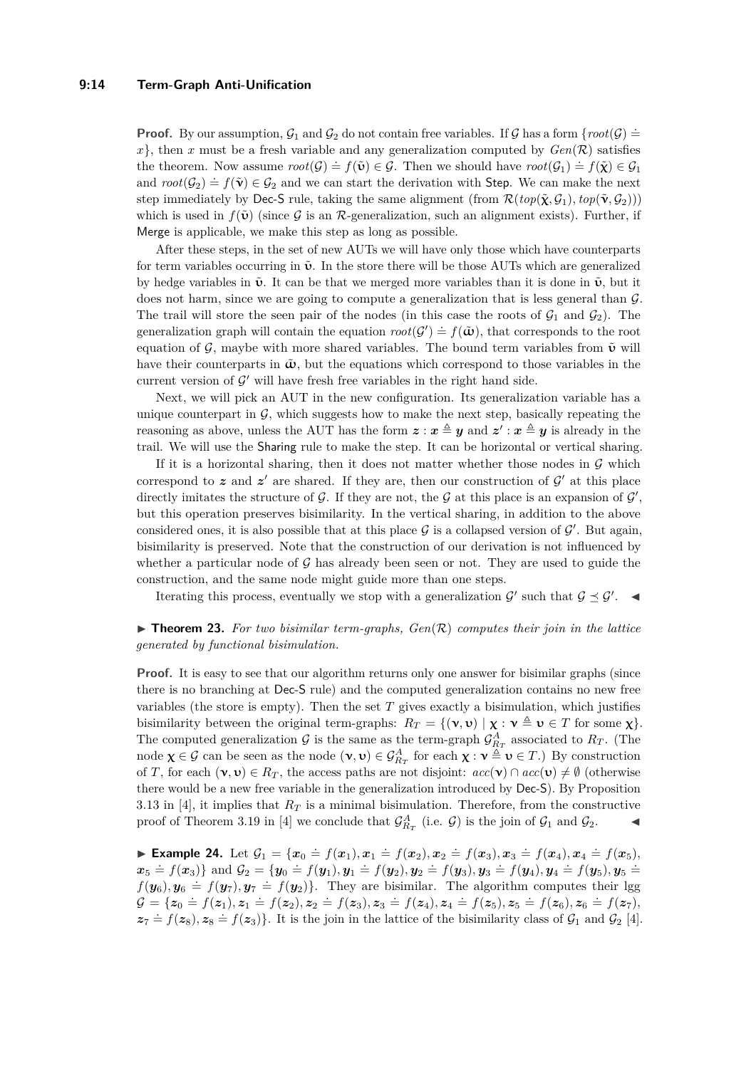**Proof.** By our assumption, $\mathcal{G}_1$ and $\mathcal{G}_2$ do not contain free variables. If $\mathcal{G}$ has a form $\{root(\mathcal{G}) \doteq x\}$, then $x$ must be a fresh variable and any generalization computed by $Gen(\mathcal{R})$ satisfies the theorem. Now assume $root(\mathcal{G}) \doteq f(\tilde{\boldsymbol{\upsilon}}) \in \mathcal{G}$. Then we should have $root(\mathcal{G}_1) \doteq f(\tilde{\boldsymbol{\chi}}) \in \mathcal{G}_1$ and $root(\mathcal{G}_2) \doteq f(\tilde{\boldsymbol{\nu}}) \in \mathcal{G}_2$ and we can start the derivation with Step. We can make the next step immediately by Dec-S rule, taking the same alignment (from $\mathcal{R}(top(\tilde{\boldsymbol{\chi}}, \mathcal{G}_1), top(\tilde{\boldsymbol{\nu}}, \mathcal{G}_2))$) which is used in $f(\tilde{\boldsymbol{\upsilon}})$ (since $\mathcal{G}$ is an $\mathcal{R}$-generalization, such an alignment exists). Further, if Merge is applicable, we make this step as long as possible.

After these steps, in the set of new AUTs we will have only those which have counterparts for term variables occurring in $\tilde{\boldsymbol{\upsilon}}$. In the store there will be those AUTs which are generalized by hedge variables in $\tilde{\boldsymbol{\upsilon}}$. It can be that we merged more variables than it is done in $\tilde{\boldsymbol{\upsilon}}$, but it does not harm, since we are going to compute a generalization that is less general than $\mathcal{G}$. The trail will store the seen pair of the nodes (in this case the roots of $\mathcal{G}_1$ and $\mathcal{G}_2$). The generalization graph will contain the equation $root(\mathcal{G}') \doteq f(\tilde{\boldsymbol{\omega}})$, that corresponds to the root equation of $\mathcal{G}$, maybe with more shared variables. The bound term variables from $\tilde{\boldsymbol{\upsilon}}$ will have their counterparts in $\tilde{\boldsymbol{\omega}}$, but the equations which correspond to those variables in the current version of $\mathcal{G}'$ will have fresh free variables in the right hand side.

Next, we will pick an AUT in the new configuration. Its generalization variable has a unique counterpart in $\mathcal{G}$, which suggests how to make the next step, basically repeating the reasoning as above, unless the AUT has the form $\boldsymbol{z} : \boldsymbol{x} \triangleq \boldsymbol{y}$ and $\boldsymbol{z}' : \boldsymbol{x} \triangleq \boldsymbol{y}$ is already in the trail. We will use the Sharing rule to make the step. It can be horizontal or vertical sharing.

If it is a horizontal sharing, then it does not matter whether those nodes in $\mathcal{G}$ which correspond to $\boldsymbol{z}$ and $\boldsymbol{z}'$ are shared. If they are, then our construction of $\mathcal{G}'$ at this place directly imitates the structure of $\mathcal{G}$. If they are not, the $\mathcal{G}$ at this place is an expansion of $\mathcal{G}'$, but this operation preserves bisimilarity. In the vertical sharing, in addition to the above considered ones, it is also possible that at this place $\mathcal{G}$ is a collapsed version of $\mathcal{G}'$. But again, bisimilarity is preserved. Note that the construction of our derivation is not influenced by whether a particular node of $\mathcal{G}$ has already been seen or not. They are used to guide the construction, and the same node might guide more than one steps.

Iterating this process, eventually we stop with a generalization $\mathcal{G}'$ such that $\mathcal{G} \preceq \mathcal{G}'$. ◂

▶ **Theorem 23.** *For two bisimilar term-graphs, $Gen(\mathcal{R})$ computes their join in the lattice generated by functional bisimulation.*

**Proof.** It is easy to see that our algorithm returns only one answer for bisimilar graphs (since there is no branching at Dec-S rule) and the computed generalization contains no new free variables (the store is empty). Then the set $T$ gives exactly a bisimulation, which justifies bisimilarity between the original term-graphs: $R_T = \{(\boldsymbol{\nu}, \boldsymbol{\upsilon}) \mid \boldsymbol{\chi} : \boldsymbol{\nu} \triangleq \boldsymbol{\upsilon} \in T \text{ for some } \boldsymbol{\chi}\}$. The computed generalization $\mathcal{G}$ is the same as the term-graph $\mathcal{G}^A_{R_T}$ associated to $R_T$. (The node $\boldsymbol{\chi} \in \mathcal{G}$ can be seen as the node $(\boldsymbol{\nu}, \boldsymbol{\upsilon}) \in \mathcal{G}^A_{R_T}$ for each $\boldsymbol{\chi} : \boldsymbol{\nu} \triangleq \boldsymbol{\upsilon} \in T$.) By construction of $T$, for each $(\boldsymbol{\nu}, \boldsymbol{\upsilon}) \in R_T$, the access paths are not disjoint: $acc(\boldsymbol{\nu}) \cap acc(\boldsymbol{\upsilon}) \neq \emptyset$ (otherwise there would be a new free variable in the generalization introduced by Dec-S). By Proposition 3.13 in [4], it implies that $R_T$ is a minimal bisimulation. Therefore, from the constructive proof of Theorem 3.19 in [4] we conclude that $\mathcal{G}^A_{R_T}$ (i.e. $\mathcal{G}$) is the join of $\mathcal{G}_1$ and $\mathcal{G}_2$. ◂

▶ **Example 24.** Let $\mathcal{G}_1 = \{\boldsymbol{x}_0 \doteq f(\boldsymbol{x}_1), \boldsymbol{x}_1 \doteq f(\boldsymbol{x}_2), \boldsymbol{x}_2 \doteq f(\boldsymbol{x}_3), \boldsymbol{x}_3 \doteq f(\boldsymbol{x}_4), \boldsymbol{x}_4 \doteq f(\boldsymbol{x}_5), \boldsymbol{x}_5 \doteq f(\boldsymbol{x}_3)\}$ and $\mathcal{G}_2 = \{\boldsymbol{y}_0 \doteq f(\boldsymbol{y}_1), \boldsymbol{y}_1 \doteq f(\boldsymbol{y}_2), \boldsymbol{y}_2 \doteq f(\boldsymbol{y}_3), \boldsymbol{y}_3 \doteq f(\boldsymbol{y}_4), \boldsymbol{y}_4 \doteq f(\boldsymbol{y}_5), \boldsymbol{y}_5 \doteq f(\boldsymbol{y}_6), \boldsymbol{y}_6 \doteq f(\boldsymbol{y}_7), \boldsymbol{y}_7 \doteq f(\boldsymbol{y}_2)\}$. They are bisimilar. The algorithm computes their lgg $\mathcal{G} = \{\boldsymbol{z}_0 \doteq f(\boldsymbol{z}_1), \boldsymbol{z}_1 \doteq f(\boldsymbol{z}_2), \boldsymbol{z}_2 \doteq f(\boldsymbol{z}_3), \boldsymbol{z}_3 \doteq f(\boldsymbol{z}_4), \boldsymbol{z}_4 \doteq f(\boldsymbol{z}_5), \boldsymbol{z}_5 \doteq f(\boldsymbol{z}_6), \boldsymbol{z}_6 \doteq f(\boldsymbol{z}_7), \boldsymbol{z}_7 \doteq f(\boldsymbol{z}_8), \boldsymbol{z}_8 \doteq f(\boldsymbol{z}_3)\}$. It is the join in the lattice of the bisimilarity class of $\mathcal{G}_1$ and $\mathcal{G}_2$ [4].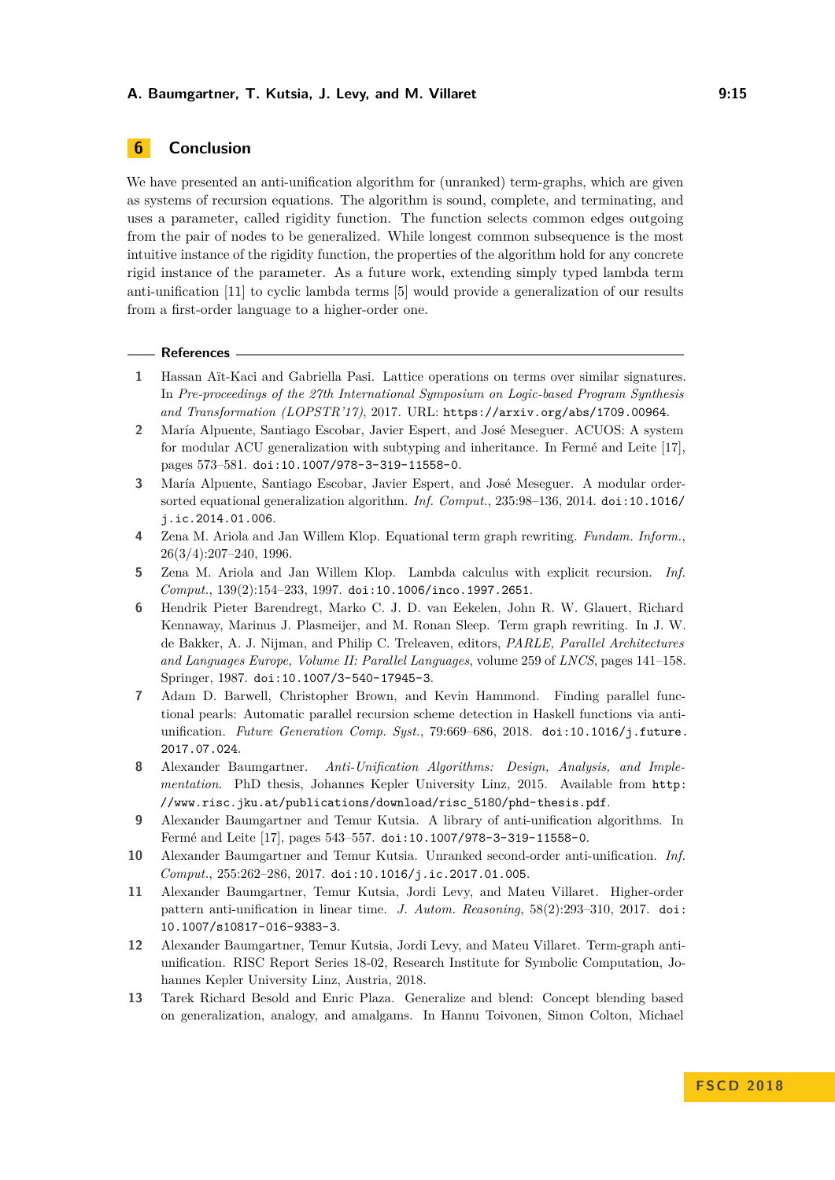## 6 Conclusion

We have presented an anti-unification algorithm for (unranked) term-graphs, which are given as systems of recursion equations. The algorithm is sound, complete, and terminating, and uses a parameter, called rigidity function. The function selects common edges outgoing from the pair of nodes to be generalized. While longest common subsequence is the most intuitive instance of the rigidity function, the properties of the algorithm hold for any concrete rigid instance of the parameter. As a future work, extending simply typed lambda term anti-unification [11] to cyclic lambda terms [5] would provide a generalization of our results from a first-order language to a higher-order one.

### References

1. Hassan Aït-Kaci and Gabriella Pasi. Lattice operations on terms over similar signatures. In *Pre-proceedings of the 27th International Symposium on Logic-based Program Synthesis and Transformation (LOPSTR'17)*, 2017. URL: `https://arxiv.org/abs/1709.00964`.
2. María Alpuente, Santiago Escobar, Javier Espert, and José Meseguer. ACUOS: A system for modular ACU generalization with subtyping and inheritance. In Fermé and Leite [17], pages 573–581. `doi:10.1007/978-3-319-11558-0`.
3. María Alpuente, Santiago Escobar, Javier Espert, and José Meseguer. A modular order-sorted equational generalization algorithm. *Inf. Comput.*, 235:98–136, 2014. `doi:10.1016/j.ic.2014.01.006`.
4. Zena M. Ariola and Jan Willem Klop. Equational term graph rewriting. *Fundam. Inform.*, 26(3/4):207–240, 1996.
5. Zena M. Ariola and Jan Willem Klop. Lambda calculus with explicit recursion. *Inf. Comput.*, 139(2):154–233, 1997. `doi:10.1006/inco.1997.2651`.
6. Hendrik Pieter Barendregt, Marko C. J. D. van Eekelen, John R. W. Glauert, Richard Kennaway, Marinus J. Plasmeijer, and M. Ronan Sleep. Term graph rewriting. In J. W. de Bakker, A. J. Nijman, and Philip C. Treleaven, editors, *PARLE, Parallel Architectures and Languages Europe, Volume II: Parallel Languages*, volume 259 of *LNCS*, pages 141–158. Springer, 1987. `doi:10.1007/3-540-17945-3`.
7. Adam D. Barwell, Christopher Brown, and Kevin Hammond. Finding parallel functional pearls: Automatic parallel recursion scheme detection in Haskell functions via anti-unification. *Future Generation Comp. Syst.*, 79:669–686, 2018. `doi:10.1016/j.future.2017.07.024`.
8. Alexander Baumgartner. *Anti-Unification Algorithms: Design, Analysis, and Implementation*. PhD thesis, Johannes Kepler University Linz, 2015. Available from `http://www.risc.jku.at/publications/download/risc_5180/phd-thesis.pdf`.
9. Alexander Baumgartner and Temur Kutsia. A library of anti-unification algorithms. In Fermé and Leite [17], pages 543–557. `doi:10.1007/978-3-319-11558-0`.
10. Alexander Baumgartner and Temur Kutsia. Unranked second-order anti-unification. *Inf. Comput.*, 255:262–286, 2017. `doi:10.1016/j.ic.2017.01.005`.
11. Alexander Baumgartner, Temur Kutsia, Jordi Levy, and Mateu Villaret. Higher-order pattern anti-unification in linear time. *J. Autom. Reasoning*, 58(2):293–310, 2017. `doi:10.1007/s10817-016-9383-3`.
12. Alexander Baumgartner, Temur Kutsia, Jordi Levy, and Mateu Villaret. Term-graph anti-unification. RISC Report Series 18-02, Research Institute for Symbolic Computation, Johannes Kepler University Linz, Austria, 2018.
13. Tarek Richard Besold and Enric Plaza. Generalize and blend: Concept blending based on generalization, analogy, and amalgams. In Hannu Toivonen, Simon Colton, Michael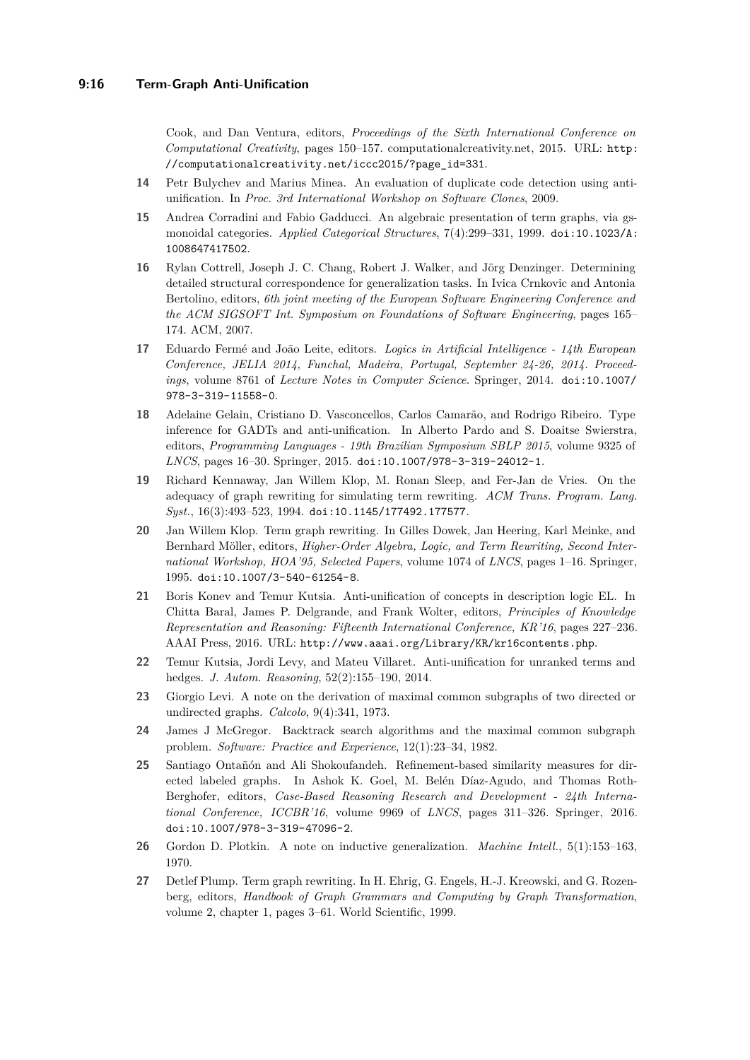Cook, and Dan Ventura, editors, *Proceedings of the Sixth International Conference on Computational Creativity*, pages 150–157. computationalcreativity.net, 2015. URL: http://computationalcreativity.net/iccc2015/?page_id=331.

**14** Petr Bulychev and Marius Minea. An evaluation of duplicate code detection using anti-unification. In *Proc. 3rd International Workshop on Software Clones*, 2009.

**15** Andrea Corradini and Fabio Gadducci. An algebraic presentation of term graphs, via gs-monoidal categories. *Applied Categorical Structures*, 7(4):299–331, 1999. doi:10.1023/A:1008647417502.

**16** Rylan Cottrell, Joseph J. C. Chang, Robert J. Walker, and Jörg Denzinger. Determining detailed structural correspondence for generalization tasks. In Ivica Crnkovic and Antonia Bertolino, editors, *6th joint meeting of the European Software Engineering Conference and the ACM SIGSOFT Int. Symposium on Foundations of Software Engineering*, pages 165–174. ACM, 2007.

**17** Eduardo Fermé and João Leite, editors. *Logics in Artificial Intelligence - 14th European Conference, JELIA 2014, Funchal, Madeira, Portugal, September 24-26, 2014. Proceedings*, volume 8761 of *Lecture Notes in Computer Science*. Springer, 2014. doi:10.1007/978-3-319-11558-0.

**18** Adelaine Gelain, Cristiano D. Vasconcellos, Carlos Camarão, and Rodrigo Ribeiro. Type inference for GADTs and anti-unification. In Alberto Pardo and S. Doaitse Swierstra, editors, *Programming Languages - 19th Brazilian Symposium SBLP 2015*, volume 9325 of *LNCS*, pages 16–30. Springer, 2015. doi:10.1007/978-3-319-24012-1.

**19** Richard Kennaway, Jan Willem Klop, M. Ronan Sleep, and Fer-Jan de Vries. On the adequacy of graph rewriting for simulating term rewriting. *ACM Trans. Program. Lang. Syst.*, 16(3):493–523, 1994. doi:10.1145/177492.177577.

**20** Jan Willem Klop. Term graph rewriting. In Gilles Dowek, Jan Heering, Karl Meinke, and Bernhard Möller, editors, *Higher-Order Algebra, Logic, and Term Rewriting, Second International Workshop, HOA'95, Selected Papers*, volume 1074 of *LNCS*, pages 1–16. Springer, 1995. doi:10.1007/3-540-61254-8.

**21** Boris Konev and Temur Kutsia. Anti-unification of concepts in description logic EL. In Chitta Baral, James P. Delgrande, and Frank Wolter, editors, *Principles of Knowledge Representation and Reasoning: Fifteenth International Conference, KR'16*, pages 227–236. AAAI Press, 2016. URL: http://www.aaai.org/Library/KR/kr16contents.php.

**22** Temur Kutsia, Jordi Levy, and Mateu Villaret. Anti-unification for unranked terms and hedges. *J. Autom. Reasoning*, 52(2):155–190, 2014.

**23** Giorgio Levi. A note on the derivation of maximal common subgraphs of two directed or undirected graphs. *Calcolo*, 9(4):341, 1973.

**24** James J McGregor. Backtrack search algorithms and the maximal common subgraph problem. *Software: Practice and Experience*, 12(1):23–34, 1982.

**25** Santiago Ontañón and Ali Shokoufandeh. Refinement-based similarity measures for directed labeled graphs. In Ashok K. Goel, M. Belén Díaz-Agudo, and Thomas Roth-Berghofer, editors, *Case-Based Reasoning Research and Development - 24th International Conference, ICCBR'16*, volume 9969 of *LNCS*, pages 311–326. Springer, 2016. doi:10.1007/978-3-319-47096-2.

**26** Gordon D. Plotkin. A note on inductive generalization. *Machine Intell.*, 5(1):153–163, 1970.

**27** Detlef Plump. Term graph rewriting. In H. Ehrig, G. Engels, H.-J. Kreowski, and G. Rozenberg, editors, *Handbook of Graph Grammars and Computing by Graph Transformation*, volume 2, chapter 1, pages 3–61. World Scientific, 1999.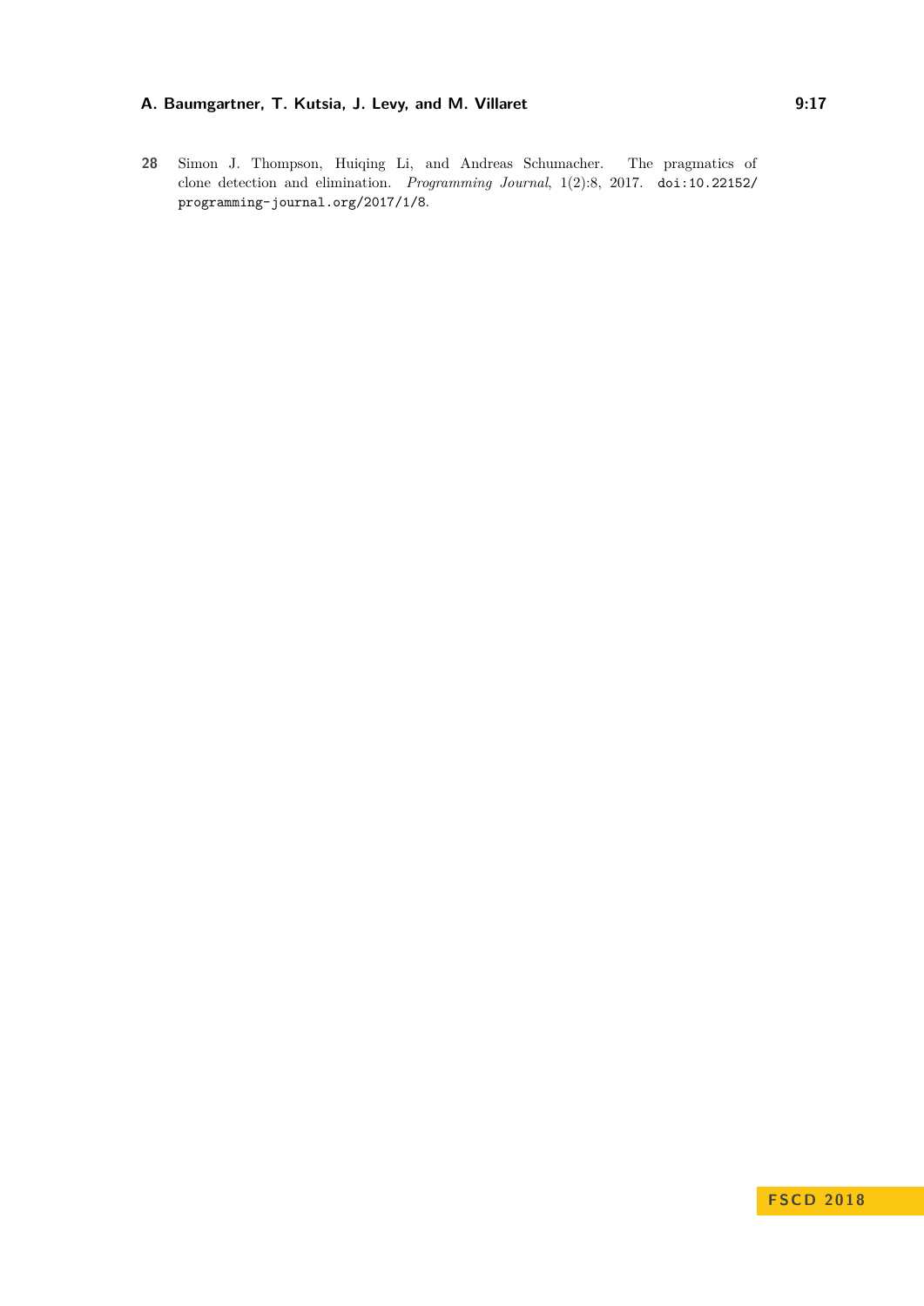**28** Simon J. Thompson, Huiqing Li, and Andreas Schumacher. The pragmatics of clone detection and elimination. *Programming Journal*, 1(2):8, 2017. doi:10.22152/programming-journal.org/2017/1/8.